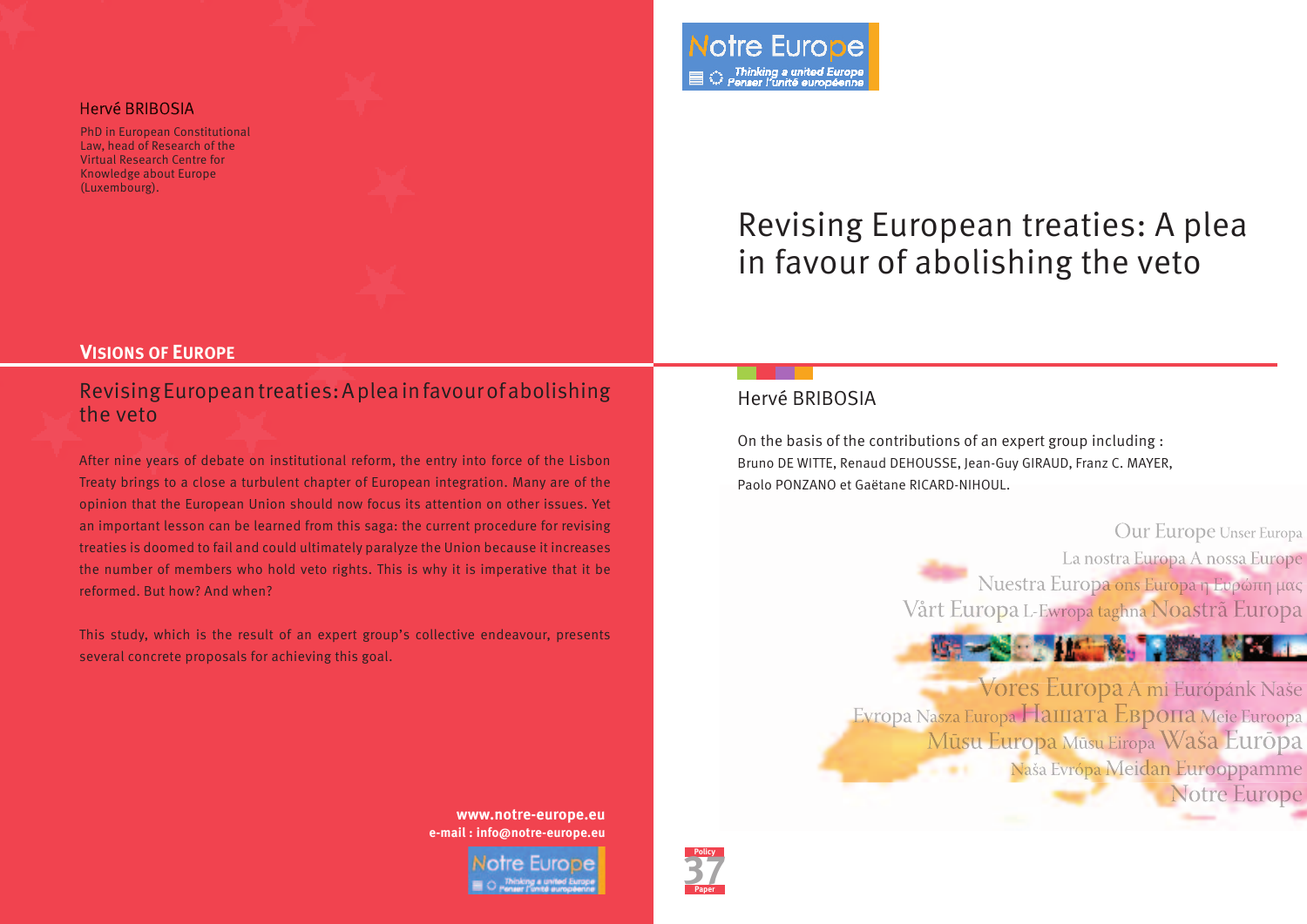Hervé BRIBOSIA

PhD in European Constitutional Law, head of Research of the Virtual Research Centre for Knowledge about Europe (Luxembourg).

**VISIONS OF EUROPE**

## Revising European treaties: A plea in favour of abolishing the veto

After nine years of debate on institutional reform, the entry into force of the Lisbon Treaty brings to a close a turbulent chapter of European integration. Many are of the opinion that the European Union should now focus its attention on other issues. Yet an important lesson can be learned from this saga: the current procedure for revising treaties is doomed to fail and could ultimately paralyze the Union because it increases the number of members who hold veto rights. This is why it is imperative that it be reformed. But how? And when?

This study, which is the result of an expert group's collective endeavour, presents several concrete proposals for achieving this goal.

**www.notre-europe.eu**
**e-mail : info@notre-europe.eu**

Notre Europe
Thinking a united Europe
Penser l'unité européenne

# Revising European treaties: A plea in favour of abolishing the veto

Hervé BRIBOSIA

On the basis of the contributions of an expert group including :
Bruno DE WITTE, Renaud DEHOUSSE, Jean-Guy GIRAUD, Franz C. MAYER, Paolo PONZANO et Gaëtane RICARD-NIHOUL.

Our Europe Unser Europa
La nostra Europa A nossa Europa
Nuestra Europa ons Europa η Ευρώπη μας
Vårt Europa L-Ewropa taghna Noastră Europa
Vores Europa A mi Európánk Naše
Evropa Nasza Europa Нашата Европа Meie Euroopa
Mūsu Europa Mūsu Eiropa Waša Eurōpa
Naša Evrópa Meidan Eurooppamme
Notre Europe

Policy Paper 37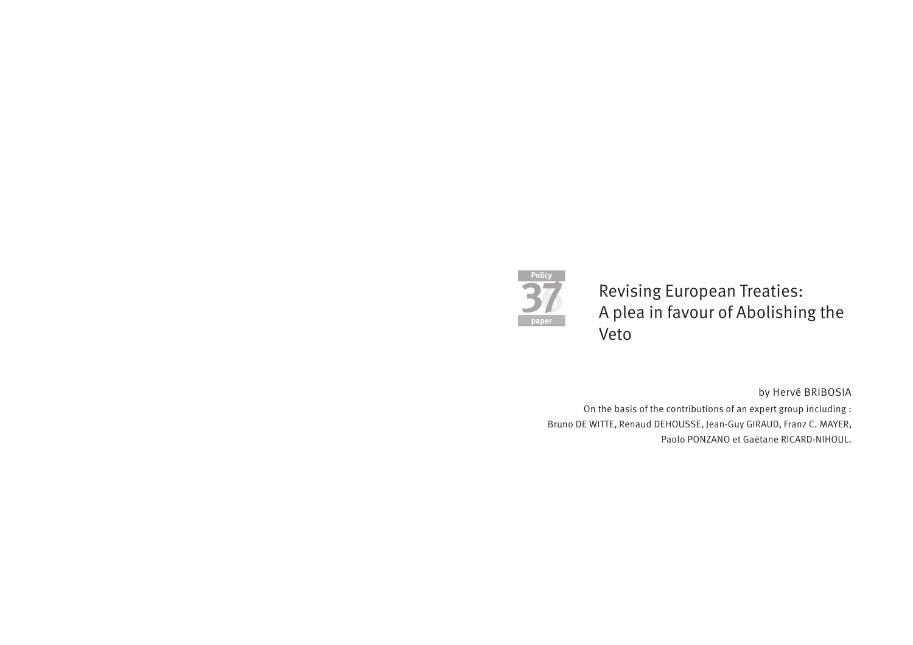Policy 37 paper

# Revising European Treaties: A plea in favour of Abolishing the Veto

by Hervé BRIBOSIA

On the basis of the contributions of an expert group including :
Bruno DE WITTE, Renaud DEHOUSSE, Jean-Guy GIRAUD, Franz C. MAYER,
Paolo PONZANO et Gaëtane RICARD-NIHOUL.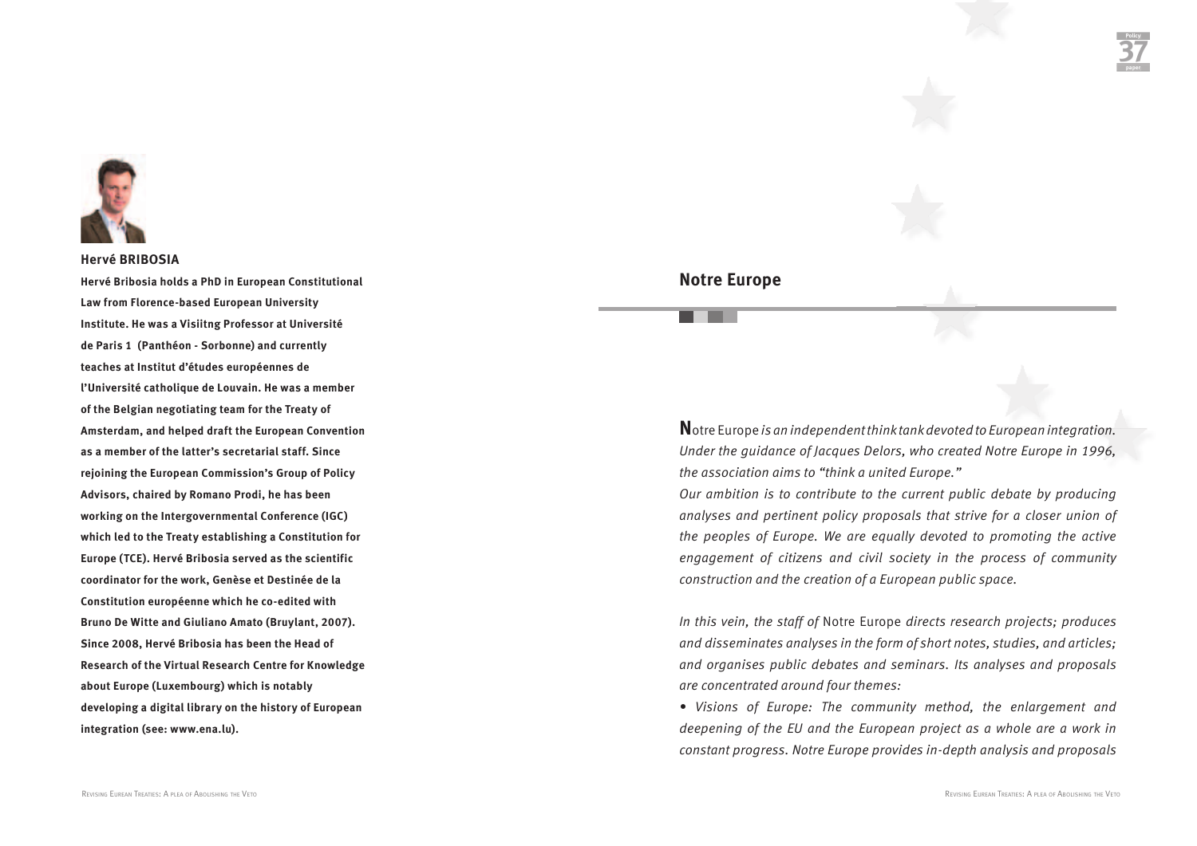**Hervé BRIBOSIA**

**Hervé Bribosia holds a PhD in European Constitutional Law from Florence-based European University Institute. He was a Visiitng Professor at Université de Paris 1 (Panthéon - Sorbonne) and currently teaches at Institut d'études européennes de l'Université catholique de Louvain. He was a member of the Belgian negotiating team for the Treaty of Amsterdam, and helped draft the European Convention as a member of the latter's secretarial staff. Since rejoining the European Commission's Group of Policy Advisors, chaired by Romano Prodi, he has been working on the Intergovernmental Conference (IGC) which led to the Treaty establishing a Constitution for Europe (TCE). Hervé Bribosia served as the scientific coordinator for the work, Genèse et Destinée de la Constitution européenne which he co-edited with Bruno De Witte and Giuliano Amato (Bruylant, 2007). Since 2008, Hervé Bribosia has been the Head of Research of the Virtual Research Centre for Knowledge about Europe (Luxembourg) which is notably developing a digital library on the history of European integration (see: www.ena.lu).**

## Notre Europe

Notre Europe *is an independent think tank devoted to European integration. Under the guidance of Jacques Delors, who created Notre Europe in 1996, the association aims to "think a united Europe."*

*Our ambition is to contribute to the current public debate by producing analyses and pertinent policy proposals that strive for a closer union of the peoples of Europe. We are equally devoted to promoting the active engagement of citizens and civil society in the process of community construction and the creation of a European public space.*

*In this vein, the staff of* Notre Europe *directs research projects; produces and disseminates analyses in the form of short notes, studies, and articles; and organises public debates and seminars. Its analyses and proposals are concentrated around four themes:*

*• Visions of Europe: The community method, the enlargement and deepening of the EU and the European project as a whole are a work in constant progress. Notre Europe provides in-depth analysis and proposals*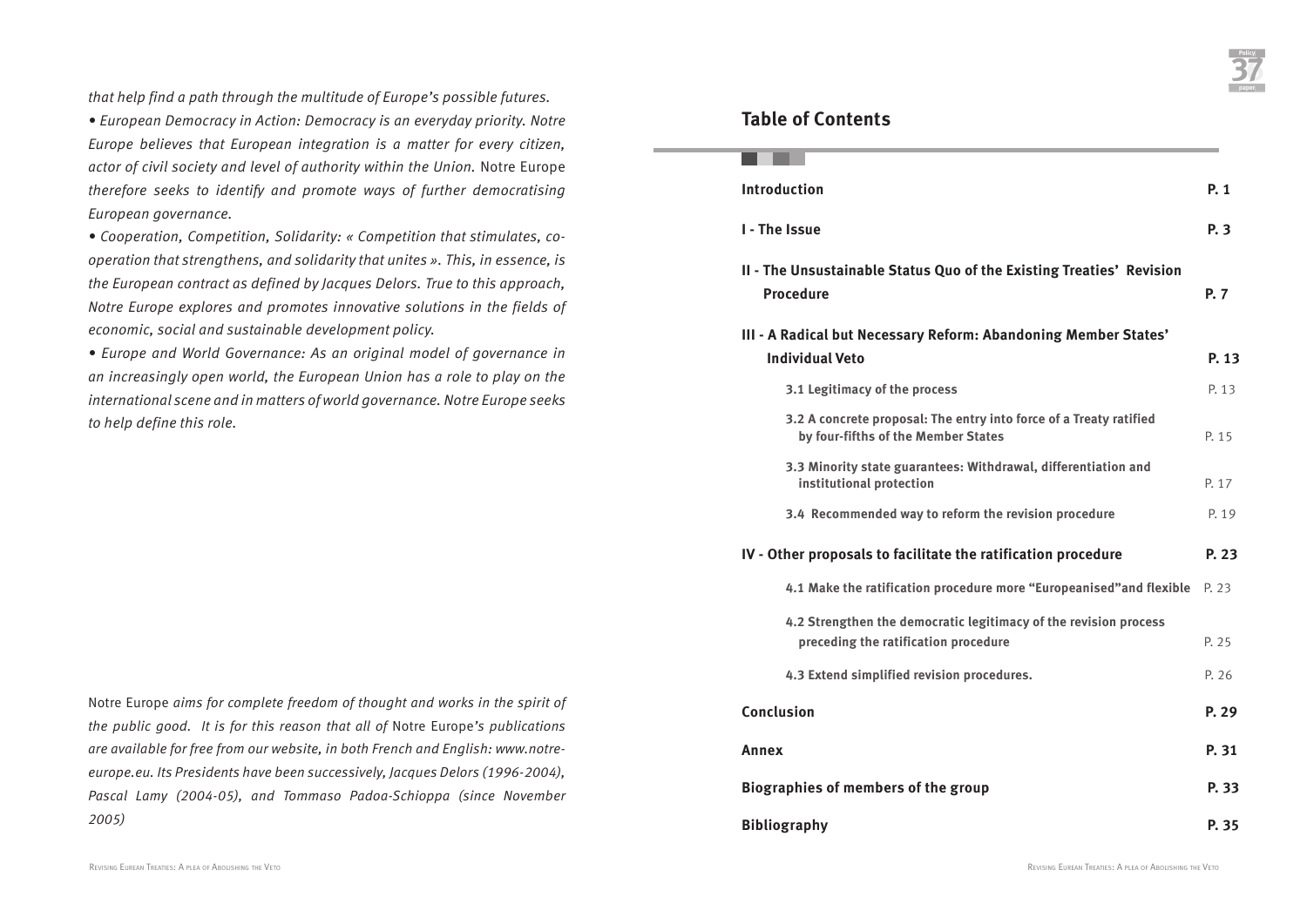*that help find a path through the multitude of Europe's possible futures.*

*• European Democracy in Action: Democracy is an everyday priority. Notre Europe believes that European integration is a matter for every citizen, actor of civil society and level of authority within the Union.* Notre Europe *therefore seeks to identify and promote ways of further democratising European governance.*

*• Cooperation, Competition, Solidarity: « Competition that stimulates, co-operation that strengthens, and solidarity that unites ». This, in essence, is the European contract as defined by Jacques Delors. True to this approach, Notre Europe explores and promotes innovative solutions in the fields of economic, social and sustainable development policy.*

*• Europe and World Governance: As an original model of governance in an increasingly open world, the European Union has a role to play on the international scene and in matters of world governance. Notre Europe seeks to help define this role.*

Notre Europe *aims for complete freedom of thought and works in the spirit of the public good. It is for this reason that all of* Notre Europe*'s publications are available for free from our website, in both French and English: www.notre-europe.eu. Its Presidents have been successively, Jacques Delors (1996-2004), Pascal Lamy (2004-05), and Tommaso Padoa-Schioppa (since November 2005)*

## Table of Contents

| | |
|---|---|
| **Introduction** | **P. 1** |
| **I - The Issue** | **P. 3** |
| **II - The Unsustainable Status Quo of the Existing Treaties' Revision Procedure** | **P. 7** |
| **III - A Radical but Necessary Reform: Abandoning Member States' Individual Veto** | **P. 13** |
| **3.1 Legitimacy of the process** | P. 13 |
| **3.2 A concrete proposal: The entry into force of a Treaty ratified by four-fifths of the Member States** | P. 15 |
| **3.3 Minority state guarantees: Withdrawal, differentiation and institutional protection** | P. 17 |
| **3.4 Recommended way to reform the revision procedure** | P. 19 |
| **IV - Other proposals to facilitate the ratification procedure** | **P. 23** |
| **4.1 Make the ratification procedure more "Europeanised"and flexible** | P. 23 |
| **4.2 Strengthen the democratic legitimacy of the revision process preceding the ratification procedure** | P. 25 |
| **4.3 Extend simplified revision procedures.** | P. 26 |
| **Conclusion** | **P. 29** |
| **Annex** | **P. 31** |
| **Biographies of members of the group** | **P. 33** |
| **Bibliography** | **P. 35** |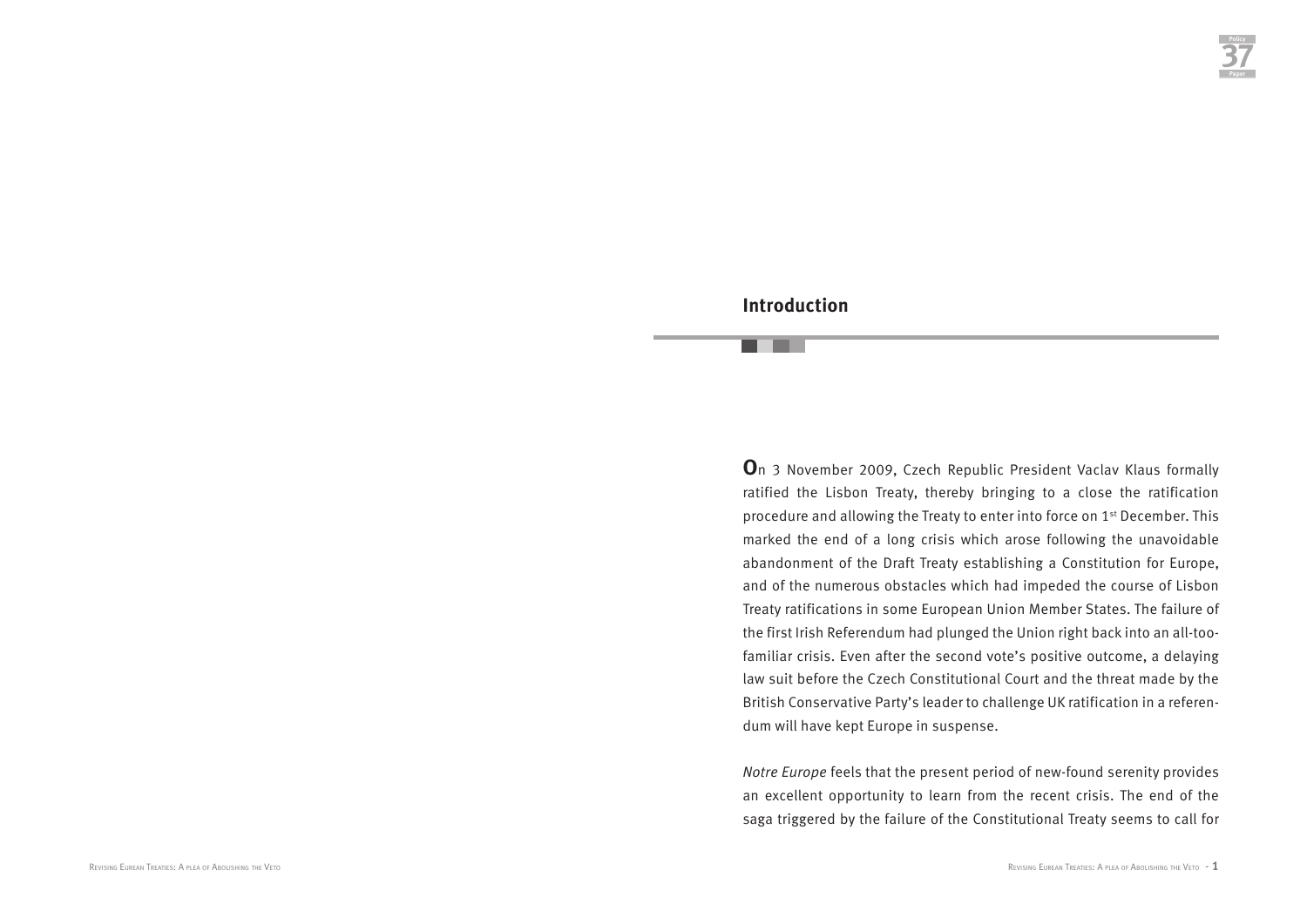## Introduction

On 3 November 2009, Czech Republic President Vaclav Klaus formally ratified the Lisbon Treaty, thereby bringing to a close the ratification procedure and allowing the Treaty to enter into force on 1st December. This marked the end of a long crisis which arose following the unavoidable abandonment of the Draft Treaty establishing a Constitution for Europe, and of the numerous obstacles which had impeded the course of Lisbon Treaty ratifications in some European Union Member States. The failure of the first Irish Referendum had plunged the Union right back into an all-too-familiar crisis. Even after the second vote's positive outcome, a delaying law suit before the Czech Constitutional Court and the threat made by the British Conservative Party's leader to challenge UK ratification in a referendum will have kept Europe in suspense.

*Notre Europe* feels that the present period of new-found serenity provides an excellent opportunity to learn from the recent crisis. The end of the saga triggered by the failure of the Constitutional Treaty seems to call for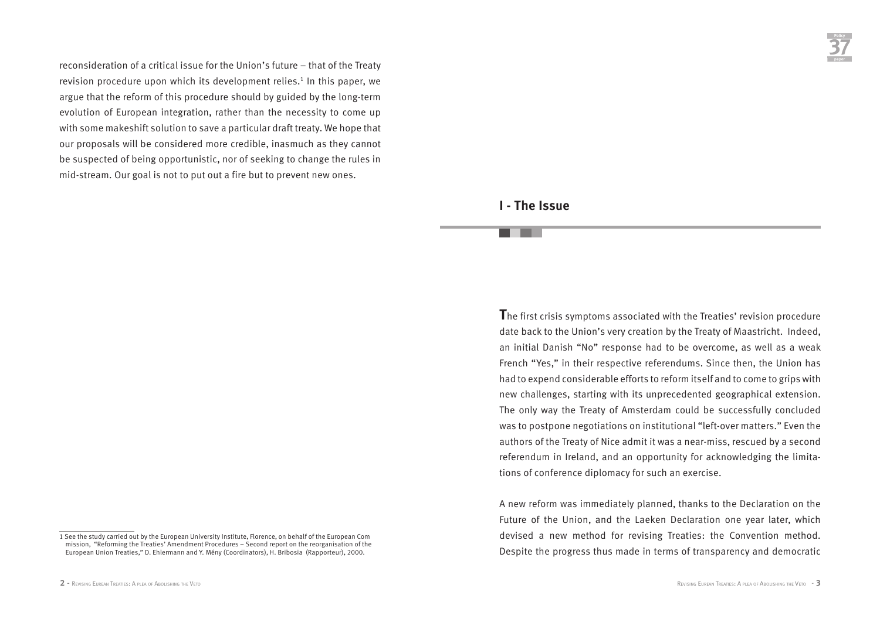reconsideration of a critical issue for the Union's future – that of the Treaty revision procedure upon which its development relies.[1] In this paper, we argue that the reform of this procedure should by guided by the long-term evolution of European integration, rather than the necessity to come up with some makeshift solution to save a particular draft treaty. We hope that our proposals will be considered more credible, inasmuch as they cannot be suspected of being opportunistic, nor of seeking to change the rules in mid-stream. Our goal is not to put out a fire but to prevent new ones.

1 See the study carried out by the European University Institute, Florence, on behalf of the European Com mission, "Reforming the Treaties' Amendment Procedures – Second report on the reorganisation of the European Union Treaties," D. Ehlermann and Y. Mény (Coordinators), H. Bribosia (Rapporteur), 2000.

## I - The Issue

**T**he first crisis symptoms associated with the Treaties' revision procedure date back to the Union's very creation by the Treaty of Maastricht. Indeed, an initial Danish "No" response had to be overcome, as well as a weak French "Yes," in their respective referendums. Since then, the Union has had to expend considerable efforts to reform itself and to come to grips with new challenges, starting with its unprecedented geographical extension. The only way the Treaty of Amsterdam could be successfully concluded was to postpone negotiations on institutional "left-over matters." Even the authors of the Treaty of Nice admit it was a near-miss, rescued by a second referendum in Ireland, and an opportunity for acknowledging the limitations of conference diplomacy for such an exercise.

A new reform was immediately planned, thanks to the Declaration on the Future of the Union, and the Laeken Declaration one year later, which devised a new method for revising Treaties: the Convention method. Despite the progress thus made in terms of transparency and democratic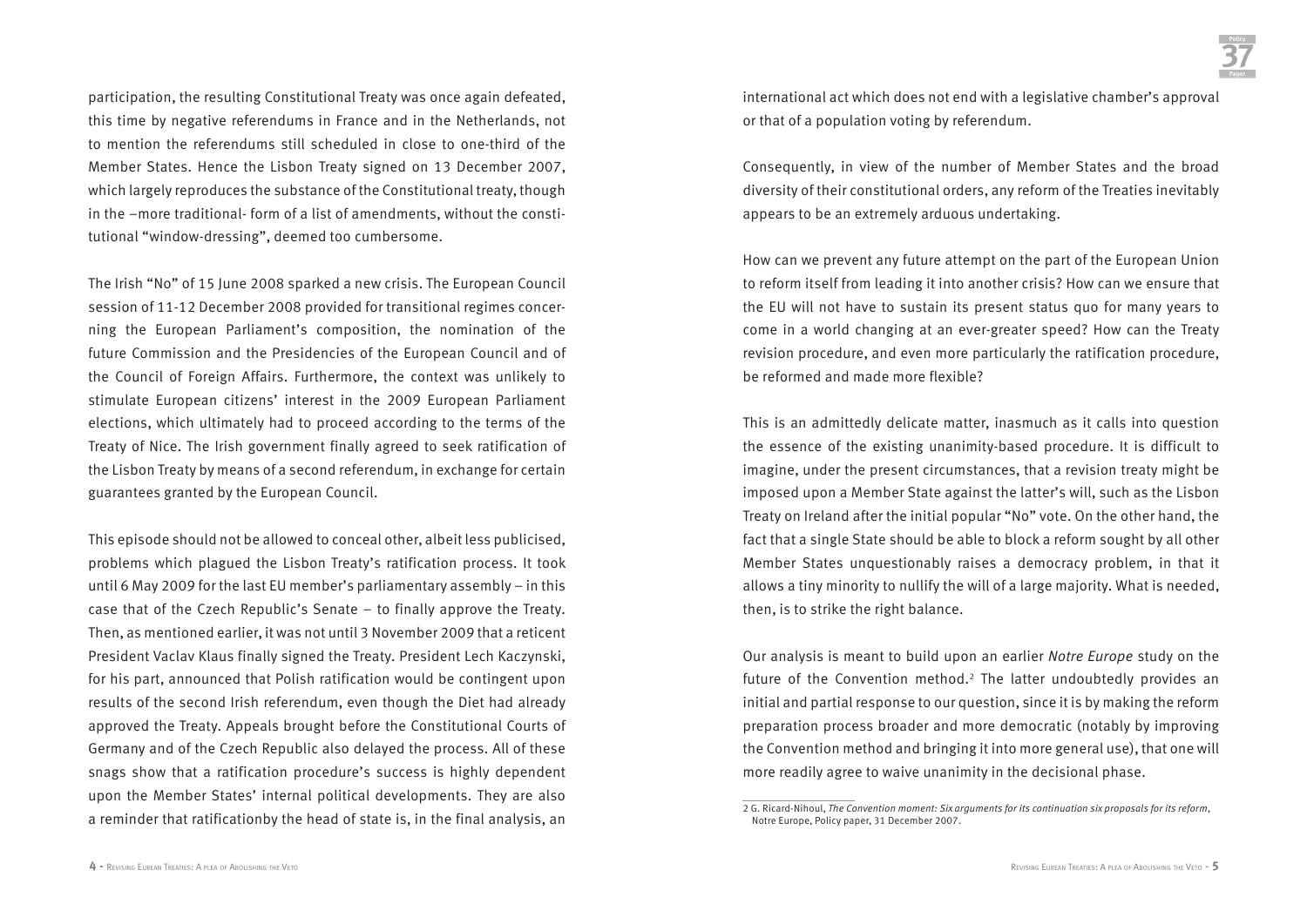participation, the resulting Constitutional Treaty was once again defeated, this time by negative referendums in France and in the Netherlands, not to mention the referendums still scheduled in close to one-third of the Member States. Hence the Lisbon Treaty signed on 13 December 2007, which largely reproduces the substance of the Constitutional treaty, though in the –more traditional- form of a list of amendments, without the constitutional "window-dressing", deemed too cumbersome.

The Irish "No" of 15 June 2008 sparked a new crisis. The European Council session of 11-12 December 2008 provided for transitional regimes concerning the European Parliament's composition, the nomination of the future Commission and the Presidencies of the European Council and of the Council of Foreign Affairs. Furthermore, the context was unlikely to stimulate European citizens' interest in the 2009 European Parliament elections, which ultimately had to proceed according to the terms of the Treaty of Nice. The Irish government finally agreed to seek ratification of the Lisbon Treaty by means of a second referendum, in exchange for certain guarantees granted by the European Council.

This episode should not be allowed to conceal other, albeit less publicised, problems which plagued the Lisbon Treaty's ratification process. It took until 6 May 2009 for the last EU member's parliamentary assembly – in this case that of the Czech Republic's Senate – to finally approve the Treaty. Then, as mentioned earlier, it was not until 3 November 2009 that a reticent President Vaclav Klaus finally signed the Treaty. President Lech Kaczynski, for his part, announced that Polish ratification would be contingent upon results of the second Irish referendum, even though the Diet had already approved the Treaty. Appeals brought before the Constitutional Courts of Germany and of the Czech Republic also delayed the process. All of these snags show that a ratification procedure's success is highly dependent upon the Member States' internal political developments. They are also a reminder that ratificationby the head of state is, in the final analysis, an international act which does not end with a legislative chamber's approval or that of a population voting by referendum.

Consequently, in view of the number of Member States and the broad diversity of their constitutional orders, any reform of the Treaties inevitably appears to be an extremely arduous undertaking.

How can we prevent any future attempt on the part of the European Union to reform itself from leading it into another crisis? How can we ensure that the EU will not have to sustain its present status quo for many years to come in a world changing at an ever-greater speed? How can the Treaty revision procedure, and even more particularly the ratification procedure, be reformed and made more flexible?

This is an admittedly delicate matter, inasmuch as it calls into question the essence of the existing unanimity-based procedure. It is difficult to imagine, under the present circumstances, that a revision treaty might be imposed upon a Member State against the latter's will, such as the Lisbon Treaty on Ireland after the initial popular "No" vote. On the other hand, the fact that a single State should be able to block a reform sought by all other Member States unquestionably raises a democracy problem, in that it allows a tiny minority to nullify the will of a large majority. What is needed, then, is to strike the right balance.

Our analysis is meant to build upon an earlier *Notre Europe* study on the future of the Convention method.[2] The latter undoubtedly provides an initial and partial response to our question, since it is by making the reform preparation process broader and more democratic (notably by improving the Convention method and bringing it into more general use), that one will more readily agree to waive unanimity in the decisional phase.

---

2 G. Ricard-Nihoul, *The Convention moment: Six arguments for its continuation six proposals for its reform*, Notre Europe, Policy paper, 31 December 2007.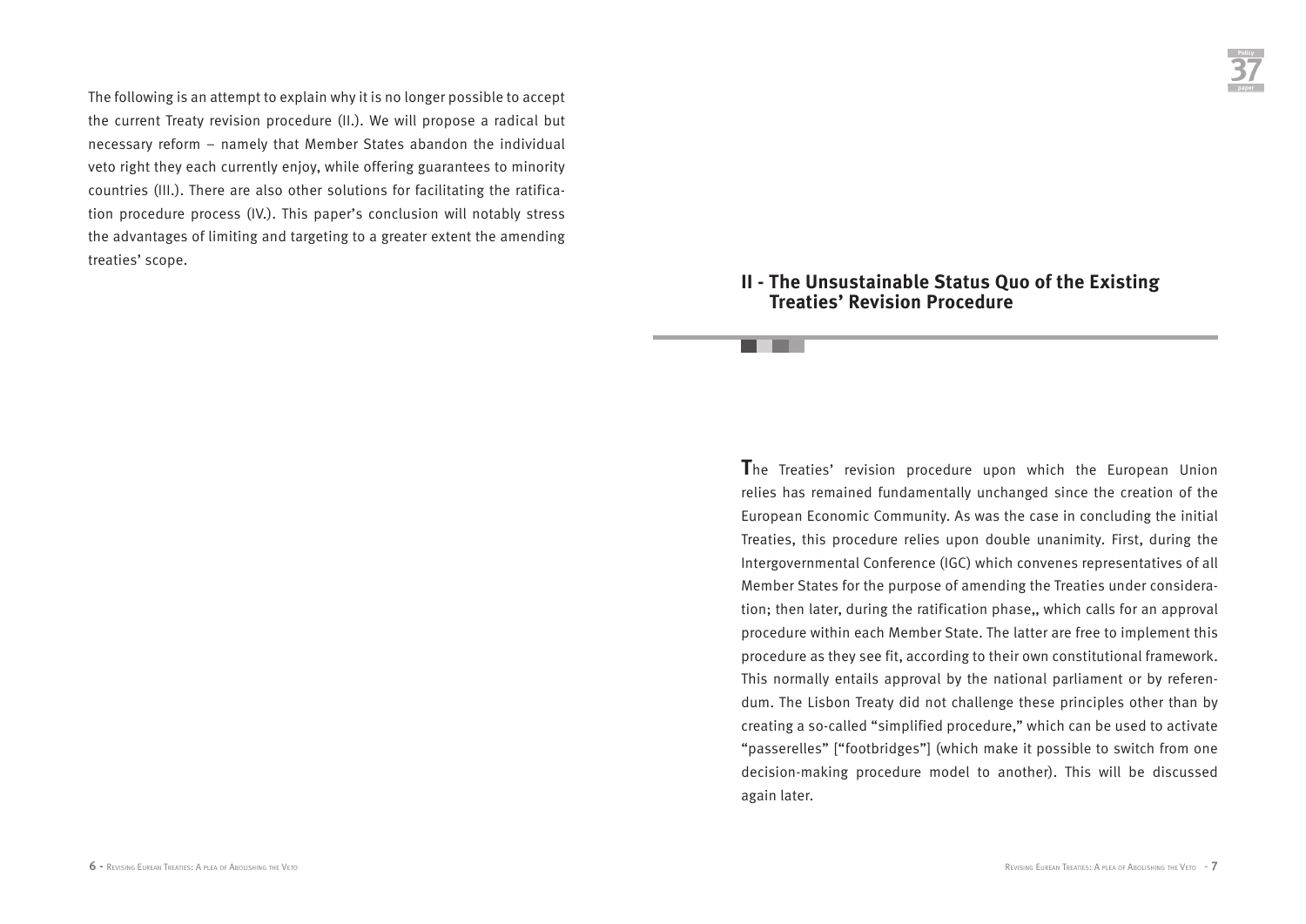The following is an attempt to explain why it is no longer possible to accept the current Treaty revision procedure (II.). We will propose a radical but necessary reform – namely that Member States abandon the individual veto right they each currently enjoy, while offering guarantees to minority countries (III.). There are also other solutions for facilitating the ratification procedure process (IV.). This paper's conclusion will notably stress the advantages of limiting and targeting to a greater extent the amending treaties' scope.

## II - The Unsustainable Status Quo of the Existing Treaties' Revision Procedure

**T**he Treaties' revision procedure upon which the European Union relies has remained fundamentally unchanged since the creation of the European Economic Community. As was the case in concluding the initial Treaties, this procedure relies upon double unanimity. First, during the Intergovernmental Conference (IGC) which convenes representatives of all Member States for the purpose of amending the Treaties under consideration; then later, during the ratification phase,, which calls for an approval procedure within each Member State. The latter are free to implement this procedure as they see fit, according to their own constitutional framework. This normally entails approval by the national parliament or by referendum. The Lisbon Treaty did not challenge these principles other than by creating a so-called "simplified procedure," which can be used to activate "passerelles" ["footbridges"] (which make it possible to switch from one decision-making procedure model to another). This will be discussed again later.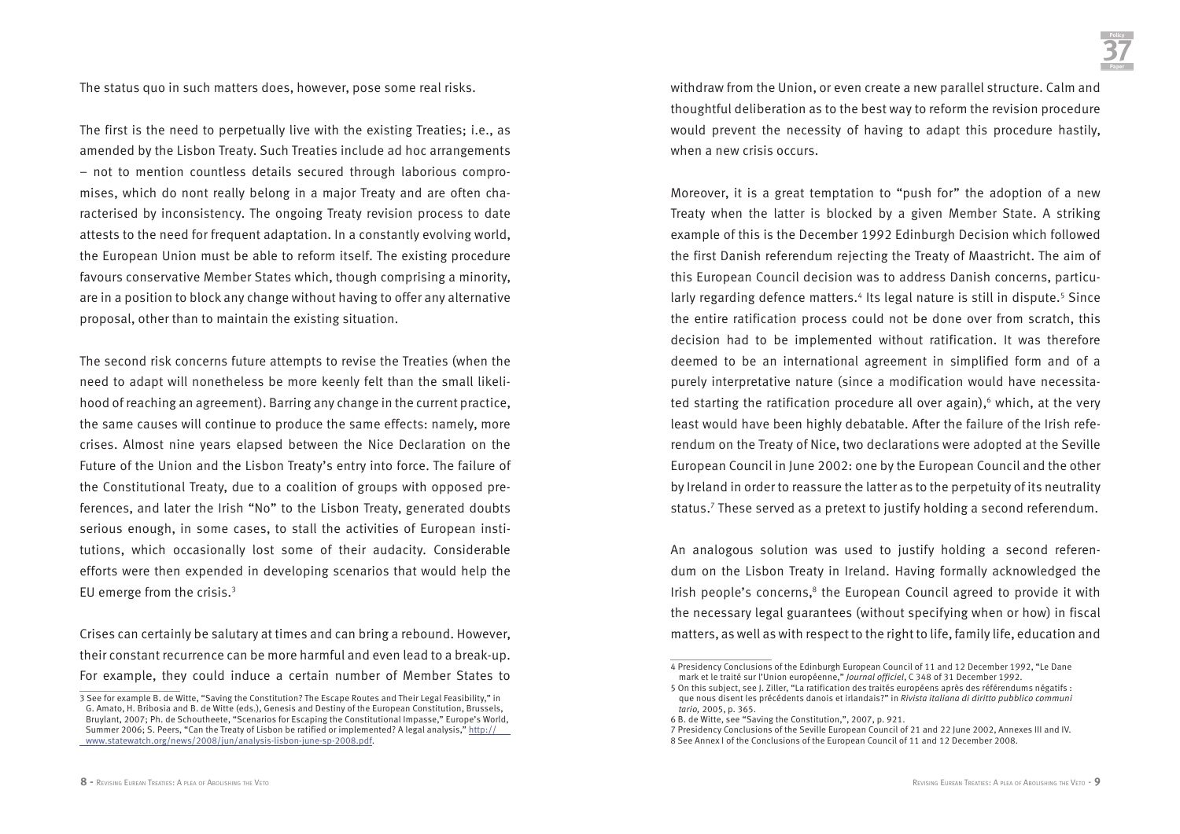The status quo in such matters does, however, pose some real risks.

The first is the need to perpetually live with the existing Treaties; i.e., as amended by the Lisbon Treaty. Such Treaties include ad hoc arrangements – not to mention countless details secured through laborious compromises, which do nont really belong in a major Treaty and are often characterised by inconsistency. The ongoing Treaty revision process to date attests to the need for frequent adaptation. In a constantly evolving world, the European Union must be able to reform itself. The existing procedure favours conservative Member States which, though comprising a minority, are in a position to block any change without having to offer any alternative proposal, other than to maintain the existing situation.

The second risk concerns future attempts to revise the Treaties (when the need to adapt will nonetheless be more keenly felt than the small likelihood of reaching an agreement). Barring any change in the current practice, the same causes will continue to produce the same effects: namely, more crises. Almost nine years elapsed between the Nice Declaration on the Future of the Union and the Lisbon Treaty's entry into force. The failure of the Constitutional Treaty, due to a coalition of groups with opposed preferences, and later the Irish "No" to the Lisbon Treaty, generated doubts serious enough, in some cases, to stall the activities of European institutions, which occasionally lost some of their audacity. Considerable efforts were then expended in developing scenarios that would help the EU emerge from the crisis.[3]

Crises can certainly be salutary at times and can bring a rebound. However, their constant recurrence can be more harmful and even lead to a break-up. For example, they could induce a certain number of Member States to withdraw from the Union, or even create a new parallel structure. Calm and thoughtful deliberation as to the best way to reform the revision procedure would prevent the necessity of having to adapt this procedure hastily, when a new crisis occurs.

Moreover, it is a great temptation to "push for" the adoption of a new Treaty when the latter is blocked by a given Member State. A striking example of this is the December 1992 Edinburgh Decision which followed the first Danish referendum rejecting the Treaty of Maastricht. The aim of this European Council decision was to address Danish concerns, particularly regarding defence matters.[4] Its legal nature is still in dispute.[5] Since the entire ratification process could not be done over from scratch, this decision had to be implemented without ratification. It was therefore deemed to be an international agreement in simplified form and of a purely interpretative nature (since a modification would have necessitated starting the ratification procedure all over again),[6] which, at the very least would have been highly debatable. After the failure of the Irish referendum on the Treaty of Nice, two declarations were adopted at the Seville European Council in June 2002: one by the European Council and the other by Ireland in order to reassure the latter as to the perpetuity of its neutrality status.[7] These served as a pretext to justify holding a second referendum.

An analogous solution was used to justify holding a second referendum on the Lisbon Treaty in Ireland. Having formally acknowledged the Irish people's concerns,[8] the European Council agreed to provide it with the necessary legal guarantees (without specifying when or how) in fiscal matters, as well as with respect to the right to life, family life, education and

---

3 See for example B. de Witte, "Saving the Constitution? The Escape Routes and Their Legal Feasibility," in G. Amato, H. Bribosia and B. de Witte (eds.), Genesis and Destiny of the European Constitution, Brussels, Bruylant, 2007; Ph. de Schoutheete, "Scenarios for Escaping the Constitutional Impasse," Europe's World, Summer 2006; S. Peers, "Can the Treaty of Lisbon be ratified or implemented? A legal analysis," http://www.statewatch.org/news/2008/jun/analysis-lisbon-june-sp-2008.pdf.

4 Presidency Conclusions of the Edinburgh European Council of 11 and 12 December 1992, "Le Danemark et le traité sur l'Union européenne," *Journal officiel*, C 348 of 31 December 1992.

5 On this subject, see J. Ziller, "La ratification des traités européens après des référendums négatifs : que nous disent les précédents danois et irlandais?" in *Rivista italiana di diritto pubblico communitario*, 2005, p. 365.

6 B. de Witte, see "Saving the Constitution,", 2007, p. 921.

7 Presidency Conclusions of the Seville European Council of 21 and 22 June 2002, Annexes III and IV.

8 See Annex I of the Conclusions of the European Council of 11 and 12 December 2008.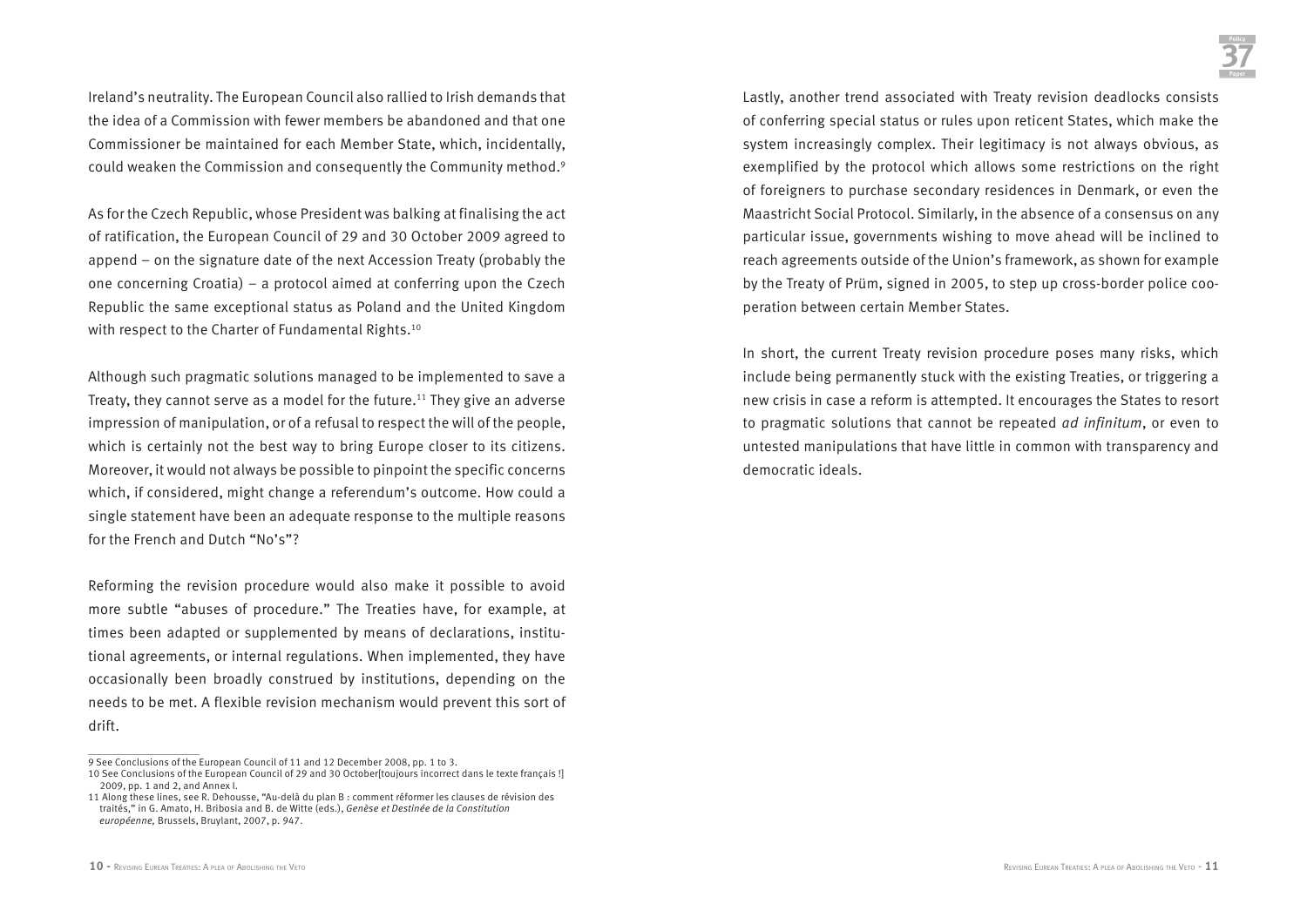Ireland's neutrality. The European Council also rallied to Irish demands that the idea of a Commission with fewer members be abandoned and that one Commissioner be maintained for each Member State, which, incidentally, could weaken the Commission and consequently the Community method.[9]

As for the Czech Republic, whose President was balking at finalising the act of ratification, the European Council of 29 and 30 October 2009 agreed to append – on the signature date of the next Accession Treaty (probably the one concerning Croatia) – a protocol aimed at conferring upon the Czech Republic the same exceptional status as Poland and the United Kingdom with respect to the Charter of Fundamental Rights.[10]

Although such pragmatic solutions managed to be implemented to save a Treaty, they cannot serve as a model for the future.[11] They give an adverse impression of manipulation, or of a refusal to respect the will of the people, which is certainly not the best way to bring Europe closer to its citizens. Moreover, it would not always be possible to pinpoint the specific concerns which, if considered, might change a referendum's outcome. How could a single statement have been an adequate response to the multiple reasons for the French and Dutch "No's"?

Reforming the revision procedure would also make it possible to avoid more subtle "abuses of procedure." The Treaties have, for example, at times been adapted or supplemented by means of declarations, institutional agreements, or internal regulations. When implemented, they have occasionally been broadly construed by institutions, depending on the needs to be met. A flexible revision mechanism would prevent this sort of drift.

Lastly, another trend associated with Treaty revision deadlocks consists of conferring special status or rules upon reticent States, which make the system increasingly complex. Their legitimacy is not always obvious, as exemplified by the protocol which allows some restrictions on the right of foreigners to purchase secondary residences in Denmark, or even the Maastricht Social Protocol. Similarly, in the absence of a consensus on any particular issue, governments wishing to move ahead will be inclined to reach agreements outside of the Union's framework, as shown for example by the Treaty of Prüm, signed in 2005, to step up cross-border police cooperation between certain Member States.

In short, the current Treaty revision procedure poses many risks, which include being permanently stuck with the existing Treaties, or triggering a new crisis in case a reform is attempted. It encourages the States to resort to pragmatic solutions that cannot be repeated *ad infinitum*, or even to untested manipulations that have little in common with transparency and democratic ideals.

---

9 See Conclusions of the European Council of 11 and 12 December 2008, pp. 1 to 3.

10 See Conclusions of the European Council of 29 and 30 October[toujours incorrect dans le texte français !] 2009, pp. 1 and 2, and Annex I.

11 Along these lines, see R. Dehousse, "Au-delà du plan B : comment réformer les clauses de révision des traités," in G. Amato, H. Bribosia and B. de Witte (eds.), *Genèse et Destinée de la Constitution européenne,* Brussels, Bruylant, 2007, p. 947.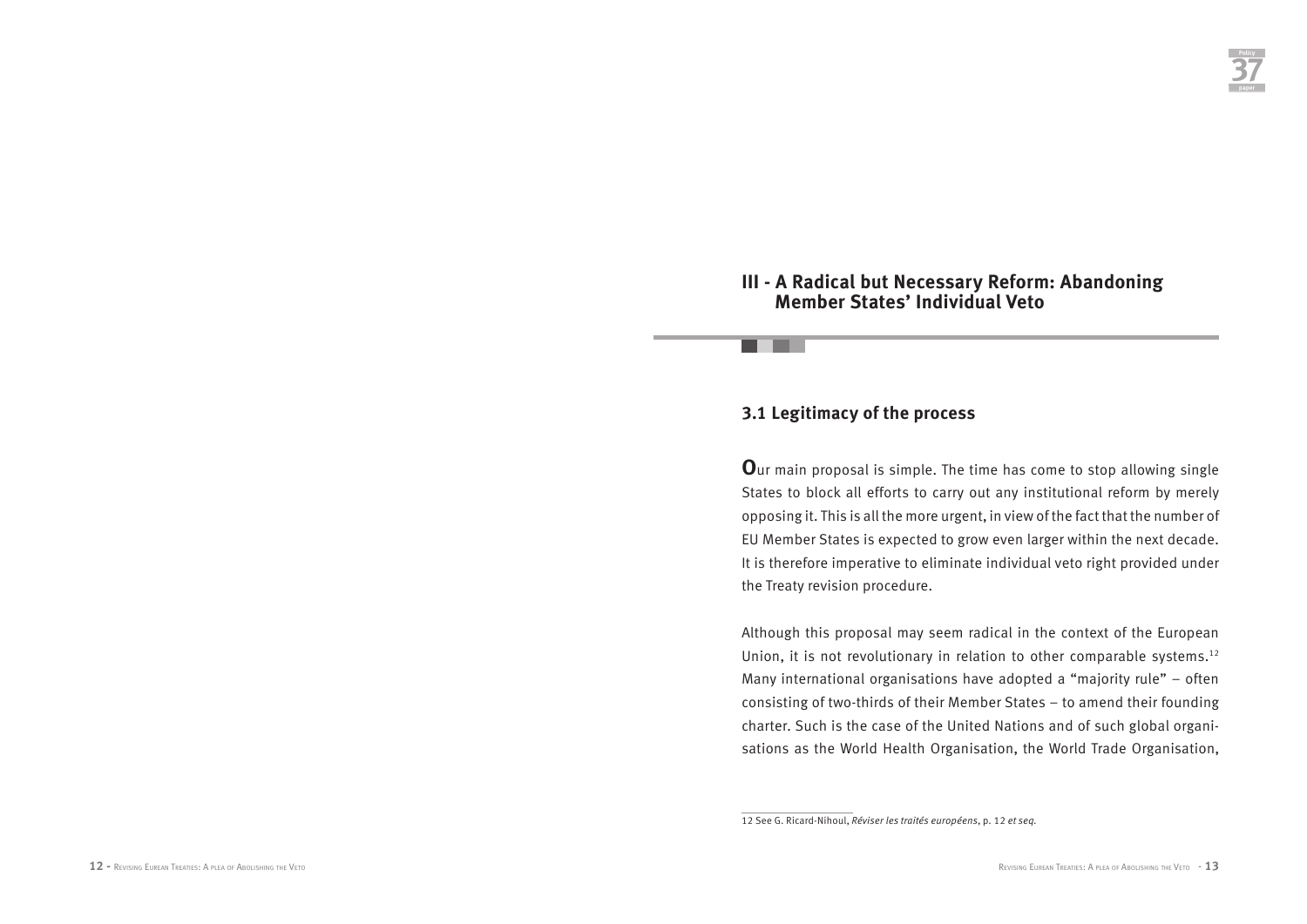## III - A Radical but Necessary Reform: Abandoning Member States' Individual Veto

### 3.1 Legitimacy of the process

**O**ur main proposal is simple. The time has come to stop allowing single States to block all efforts to carry out any institutional reform by merely opposing it. This is all the more urgent, in view of the fact that the number of EU Member States is expected to grow even larger within the next decade. It is therefore imperative to eliminate individual veto right provided under the Treaty revision procedure.

Although this proposal may seem radical in the context of the European Union, it is not revolutionary in relation to other comparable systems.[12] Many international organisations have adopted a "majority rule" – often consisting of two-thirds of their Member States – to amend their founding charter. Such is the case of the United Nations and of such global organisations as the World Health Organisation, the World Trade Organisation,

12 See G. Ricard-Nihoul, *Réviser les traités européens*, p. 12 *et seq.*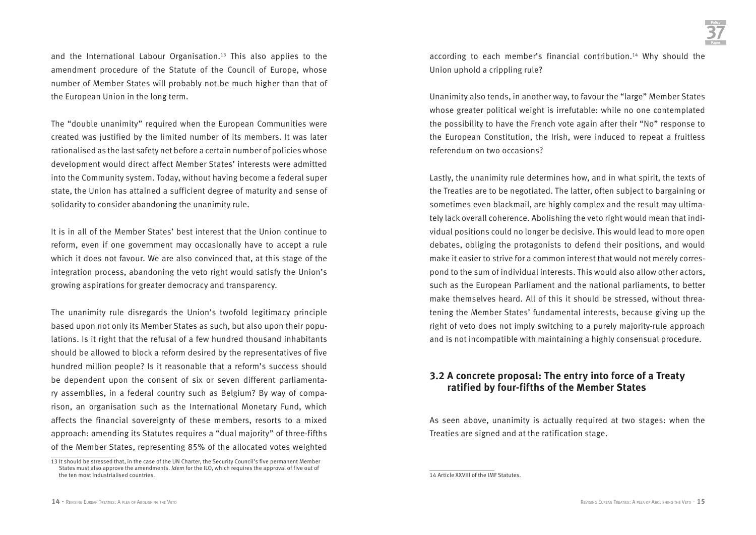and the International Labour Organisation.[13] This also applies to the amendment procedure of the Statute of the Council of Europe, whose number of Member States will probably not be much higher than that of the European Union in the long term.

The "double unanimity" required when the European Communities were created was justified by the limited number of its members. It was later rationalised as the last safety net before a certain number of policies whose development would direct affect Member States' interests were admitted into the Community system. Today, without having become a federal super state, the Union has attained a sufficient degree of maturity and sense of solidarity to consider abandoning the unanimity rule.

It is in all of the Member States' best interest that the Union continue to reform, even if one government may occasionally have to accept a rule which it does not favour. We are also convinced that, at this stage of the integration process, abandoning the veto right would satisfy the Union's growing aspirations for greater democracy and transparency.

The unanimity rule disregards the Union's twofold legitimacy principle based upon not only its Member States as such, but also upon their populations. Is it right that the refusal of a few hundred thousand inhabitants should be allowed to block a reform desired by the representatives of five hundred million people? Is it reasonable that a reform's success should be dependent upon the consent of six or seven different parliamentary assemblies, in a federal country such as Belgium? By way of comparison, an organisation such as the International Monetary Fund, which affects the financial sovereignty of these members, resorts to a mixed approach: amending its Statutes requires a "dual majority" of three-fifths of the Member States, representing 85% of the allocated votes weighted according to each member's financial contribution.[14] Why should the Union uphold a crippling rule?

Unanimity also tends, in another way, to favour the "large" Member States whose greater political weight is irrefutable: while no one contemplated the possibility to have the French vote again after their "No" response to the European Constitution, the Irish, were induced to repeat a fruitless referendum on two occasions?

Lastly, the unanimity rule determines how, and in what spirit, the texts of the Treaties are to be negotiated. The latter, often subject to bargaining or sometimes even blackmail, are highly complex and the result may ultimately lack overall coherence. Abolishing the veto right would mean that individual positions could no longer be decisive. This would lead to more open debates, obliging the protagonists to defend their positions, and would make it easier to strive for a common interest that would not merely correspond to the sum of individual interests. This would also allow other actors, such as the European Parliament and the national parliaments, to better make themselves heard. All of this it should be stressed, without threatening the Member States' fundamental interests, because giving up the right of veto does not imply switching to a purely majority-rule approach and is not incompatible with maintaining a highly consensual procedure.

## 3.2 A concrete proposal: The entry into force of a Treaty ratified by four-fifths of the Member States

As seen above, unanimity is actually required at two stages: when the Treaties are signed and at the ratification stage.

---

13 It should be stressed that, in the case of the UN Charter, the Security Council's five permanent Member States must also approve the amendments. *Idem* for the ILO, which requires the approval of five out of the ten most industrialised countries.

14 Article XXVIII of the IMF Statutes.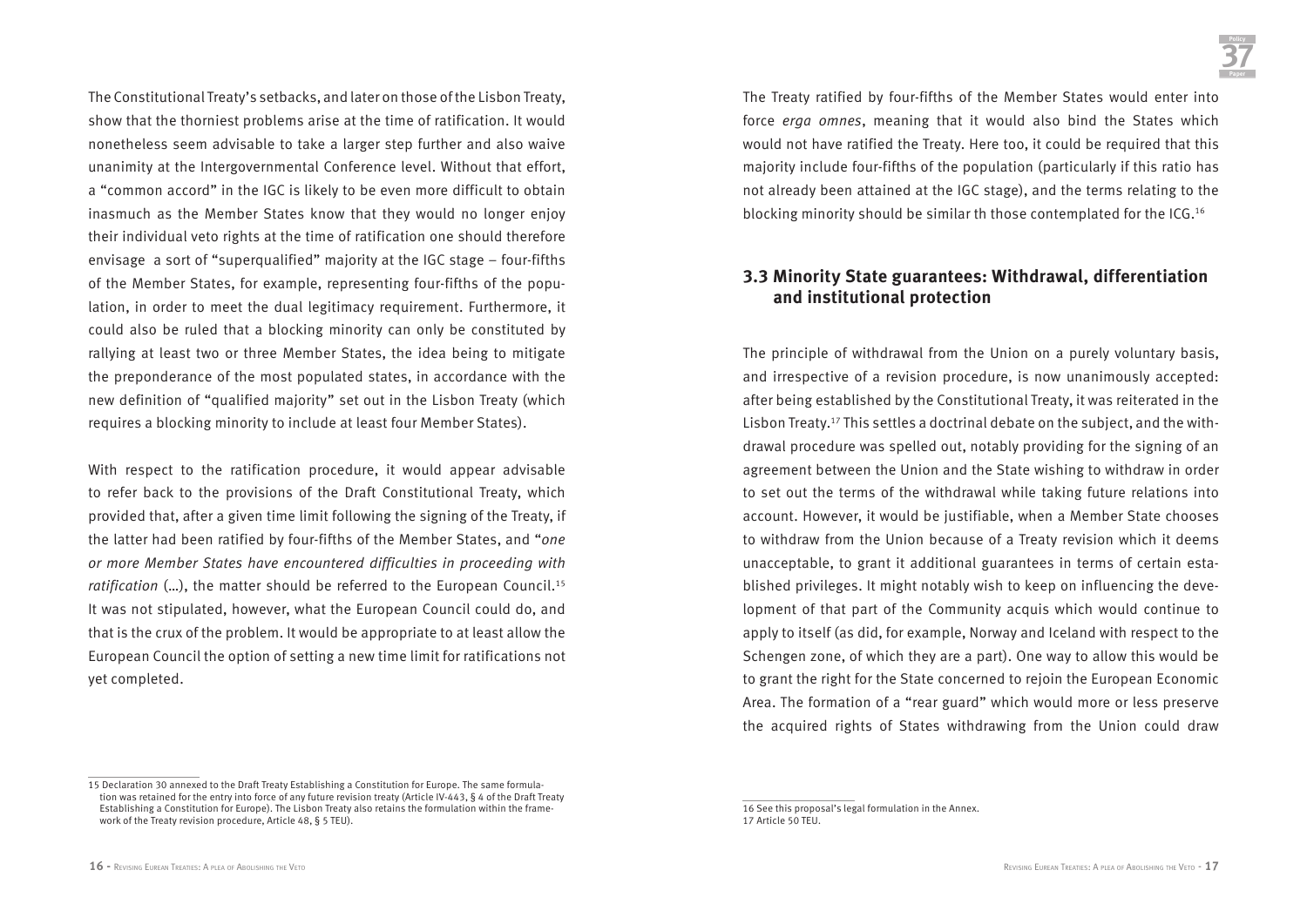The Constitutional Treaty's setbacks, and later on those of the Lisbon Treaty, show that the thorniest problems arise at the time of ratification. It would nonetheless seem advisable to take a larger step further and also waive unanimity at the Intergovernmental Conference level. Without that effort, a "common accord" in the IGC is likely to be even more difficult to obtain inasmuch as the Member States know that they would no longer enjoy their individual veto rights at the time of ratification one should therefore envisage a sort of "superqualified" majority at the IGC stage – four-fifths of the Member States, for example, representing four-fifths of the population, in order to meet the dual legitimacy requirement. Furthermore, it could also be ruled that a blocking minority can only be constituted by rallying at least two or three Member States, the idea being to mitigate the preponderance of the most populated states, in accordance with the new definition of "qualified majority" set out in the Lisbon Treaty (which requires a blocking minority to include at least four Member States).

With respect to the ratification procedure, it would appear advisable to refer back to the provisions of the Draft Constitutional Treaty, which provided that, after a given time limit following the signing of the Treaty, if the latter had been ratified by four-fifths of the Member States, and "*one or more Member States have encountered difficulties in proceeding with ratification* (…), the matter should be referred to the European Council.[15] It was not stipulated, however, what the European Council could do, and that is the crux of the problem. It would be appropriate to at least allow the European Council the option of setting a new time limit for ratifications not yet completed.

The Treaty ratified by four-fifths of the Member States would enter into force *erga omnes*, meaning that it would also bind the States which would not have ratified the Treaty. Here too, it could be required that this majority include four-fifths of the population (particularly if this ratio has not already been attained at the IGC stage), and the terms relating to the blocking minority should be similar th those contemplated for the ICG.[16]

### 3.3 Minority State guarantees: Withdrawal, differentiation and institutional protection

The principle of withdrawal from the Union on a purely voluntary basis, and irrespective of a revision procedure, is now unanimously accepted: after being established by the Constitutional Treaty, it was reiterated in the Lisbon Treaty.[17] This settles a doctrinal debate on the subject, and the withdrawal procedure was spelled out, notably providing for the signing of an agreement between the Union and the State wishing to withdraw in order to set out the terms of the withdrawal while taking future relations into account. However, it would be justifiable, when a Member State chooses to withdraw from the Union because of a Treaty revision which it deems unacceptable, to grant it additional guarantees in terms of certain established privileges. It might notably wish to keep on influencing the development of that part of the Community acquis which would continue to apply to itself (as did, for example, Norway and Iceland with respect to the Schengen zone, of which they are a part). One way to allow this would be to grant the right for the State concerned to rejoin the European Economic Area. The formation of a "rear guard" which would more or less preserve the acquired rights of States withdrawing from the Union could draw

---

15 Declaration 30 annexed to the Draft Treaty Establishing a Constitution for Europe. The same formulation was retained for the entry into force of any future revision treaty (Article IV-443, § 4 of the Draft Treaty Establishing a Constitution for Europe). The Lisbon Treaty also retains the formulation within the framework of the Treaty revision procedure, Article 48, § 5 TEU).

16 See this proposal's legal formulation in the Annex.

17 Article 50 TEU.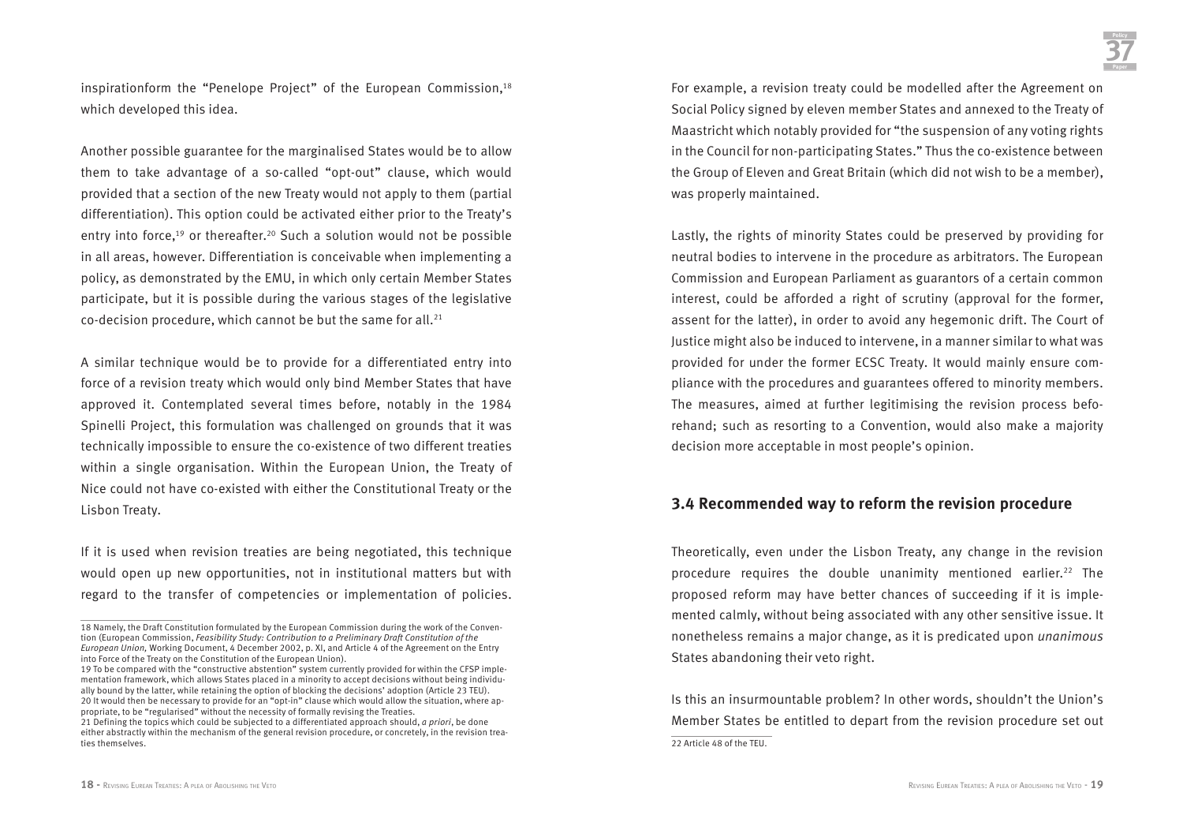inspirationform the "Penelope Project" of the European Commission,[18] which developed this idea.

Another possible guarantee for the marginalised States would be to allow them to take advantage of a so-called "opt-out" clause, which would provided that a section of the new Treaty would not apply to them (partial differentiation). This option could be activated either prior to the Treaty's entry into force,[19] or thereafter.[20] Such a solution would not be possible in all areas, however. Differentiation is conceivable when implementing a policy, as demonstrated by the EMU, in which only certain Member States participate, but it is possible during the various stages of the legislative co-decision procedure, which cannot be but the same for all.[21]

A similar technique would be to provide for a differentiated entry into force of a revision treaty which would only bind Member States that have approved it. Contemplated several times before, notably in the 1984 Spinelli Project, this formulation was challenged on grounds that it was technically impossible to ensure the co-existence of two different treaties within a single organisation. Within the European Union, the Treaty of Nice could not have co-existed with either the Constitutional Treaty or the Lisbon Treaty.

If it is used when revision treaties are being negotiated, this technique would open up new opportunities, not in institutional matters but with regard to the transfer of competencies or implementation of policies. For example, a revision treaty could be modelled after the Agreement on Social Policy signed by eleven member States and annexed to the Treaty of Maastricht which notably provided for "the suspension of any voting rights in the Council for non-participating States." Thus the co-existence between the Group of Eleven and Great Britain (which did not wish to be a member), was properly maintained.

Lastly, the rights of minority States could be preserved by providing for neutral bodies to intervene in the procedure as arbitrators. The European Commission and European Parliament as guarantors of a certain common interest, could be afforded a right of scrutiny (approval for the former, assent for the latter), in order to avoid any hegemonic drift. The Court of Justice might also be induced to intervene, in a manner similar to what was provided for under the former ECSC Treaty. It would mainly ensure compliance with the procedures and guarantees offered to minority members. The measures, aimed at further legitimising the revision process beforehand; such as resorting to a Convention, would also make a majority decision more acceptable in most people's opinion.

### 3.4 Recommended way to reform the revision procedure

Theoretically, even under the Lisbon Treaty, any change in the revision procedure requires the double unanimity mentioned earlier.[22] The proposed reform may have better chances of succeeding if it is implemented calmly, without being associated with any other sensitive issue. It nonetheless remains a major change, as it is predicated upon *unanimous* States abandoning their veto right.

Is this an insurmountable problem? In other words, shouldn't the Union's Member States be entitled to depart from the revision procedure set out

---

18 Namely, the Draft Constitution formulated by the European Commission during the work of the Convention (European Commission, *Feasibility Study: Contribution to a Preliminary Draft Constitution of the European Union,* Working Document, 4 December 2002, p. XI, and Article 4 of the Agreement on the Entry into Force of the Treaty on the Constitution of the European Union).

19 To be compared with the "constructive abstention" system currently provided for within the CFSP implementation framework, which allows States placed in a minority to accept decisions without being individually bound by the latter, while retaining the option of blocking the decisions' adoption (Article 23 TEU).

20 It would then be necessary to provide for an "opt-in" clause which would allow the situation, where appropriate, to be "regularised" without the necessity of formally revising the Treaties.

21 Defining the topics which could be subjected to a differentiated approach should, *a priori*, be done either abstractly within the mechanism of the general revision procedure, or concretely, in the revision treaties themselves.

22 Article 48 of the TEU.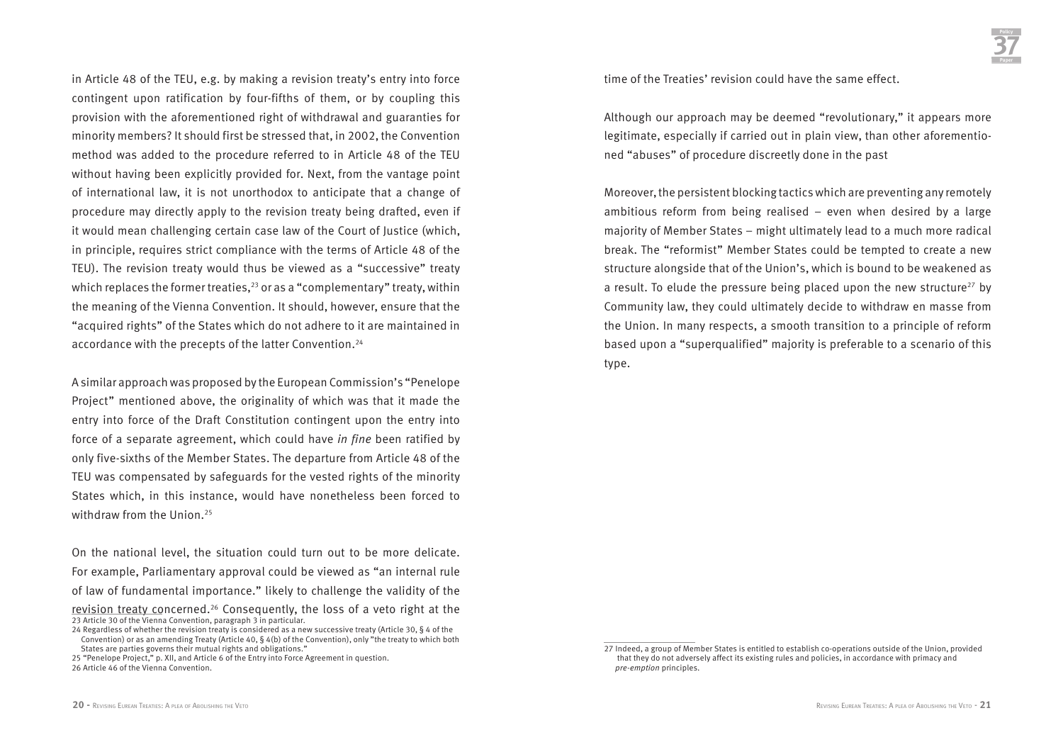in Article 48 of the TEU, e.g. by making a revision treaty's entry into force contingent upon ratification by four-fifths of them, or by coupling this provision with the aforementioned right of withdrawal and guaranties for minority members? It should first be stressed that, in 2002, the Convention method was added to the procedure referred to in Article 48 of the TEU without having been explicitly provided for. Next, from the vantage point of international law, it is not unorthodox to anticipate that a change of procedure may directly apply to the revision treaty being drafted, even if it would mean challenging certain case law of the Court of Justice (which, in principle, requires strict compliance with the terms of Article 48 of the TEU). The revision treaty would thus be viewed as a "successive" treaty which replaces the former treaties,[23] or as a "complementary" treaty, within the meaning of the Vienna Convention. It should, however, ensure that the "acquired rights" of the States which do not adhere to it are maintained in accordance with the precepts of the latter Convention.[24]

A similar approach was proposed by the European Commission's "Penelope Project" mentioned above, the originality of which was that it made the entry into force of the Draft Constitution contingent upon the entry into force of a separate agreement, which could have *in fine* been ratified by only five-sixths of the Member States. The departure from Article 48 of the TEU was compensated by safeguards for the vested rights of the minority States which, in this instance, would have nonetheless been forced to withdraw from the Union.[25]

On the national level, the situation could turn out to be more delicate. For example, Parliamentary approval could be viewed as "an internal rule of law of fundamental importance." likely to challenge the validity of the revision treaty concerned.[26] Consequently, the loss of a veto right at the time of the Treaties' revision could have the same effect.

Although our approach may be deemed "revolutionary," it appears more legitimate, especially if carried out in plain view, than other aforementioned "abuses" of procedure discreetly done in the past

Moreover, the persistent blocking tactics which are preventing any remotely ambitious reform from being realised – even when desired by a large majority of Member States – might ultimately lead to a much more radical break. The "reformist" Member States could be tempted to create a new structure alongside that of the Union's, which is bound to be weakened as a result. To elude the pressure being placed upon the new structure[27] by Community law, they could ultimately decide to withdraw en masse from the Union. In many respects, a smooth transition to a principle of reform based upon a "superqualified" majority is preferable to a scenario of this type.

23 Article 30 of the Vienna Convention, paragraph 3 in particular.

24 Regardless of whether the revision treaty is considered as a new successive treaty (Article 30, § 4 of the Convention) or as an amending Treaty (Article 40, § 4(b) of the Convention), only "the treaty to which both States are parties governs their mutual rights and obligations."

25 "Penelope Project," p. XII, and Article 6 of the Entry into Force Agreement in question.

26 Article 46 of the Vienna Convention.

27 Indeed, a group of Member States is entitled to establish co-operations outside of the Union, provided that they do not adversely affect its existing rules and policies, in accordance with primacy and *pre-emption* principles.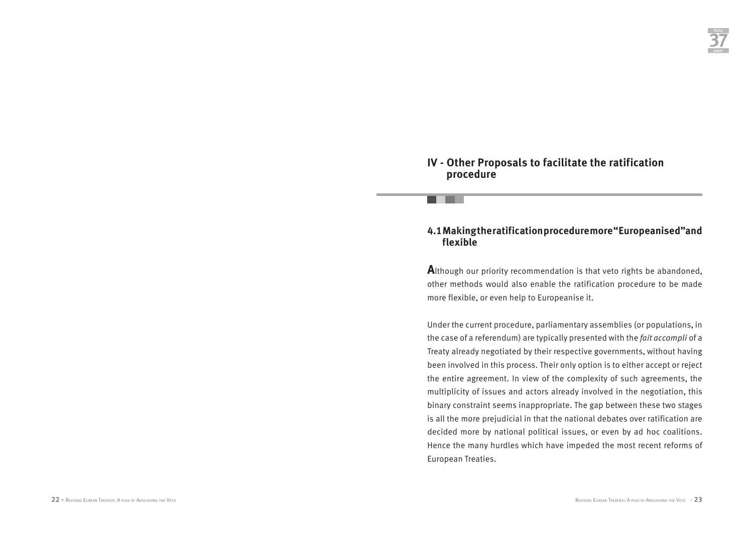## IV - Other Proposals to facilitate the ratification procedure

### 4.1 Making the ratification procedure more "Europeanised" and flexible

**A**lthough our priority recommendation is that veto rights be abandoned, other methods would also enable the ratification procedure to be made more flexible, or even help to Europeanise it.

Under the current procedure, parliamentary assemblies (or populations, in the case of a referendum) are typically presented with the *fait accompli* of a Treaty already negotiated by their respective governments, without having been involved in this process. Their only option is to either accept or reject the entire agreement. In view of the complexity of such agreements, the multiplicity of issues and actors already involved in the negotiation, this binary constraint seems inappropriate. The gap between these two stages is all the more prejudicial in that the national debates over ratification are decided more by national political issues, or even by ad hoc coalitions. Hence the many hurdles which have impeded the most recent reforms of European Treaties.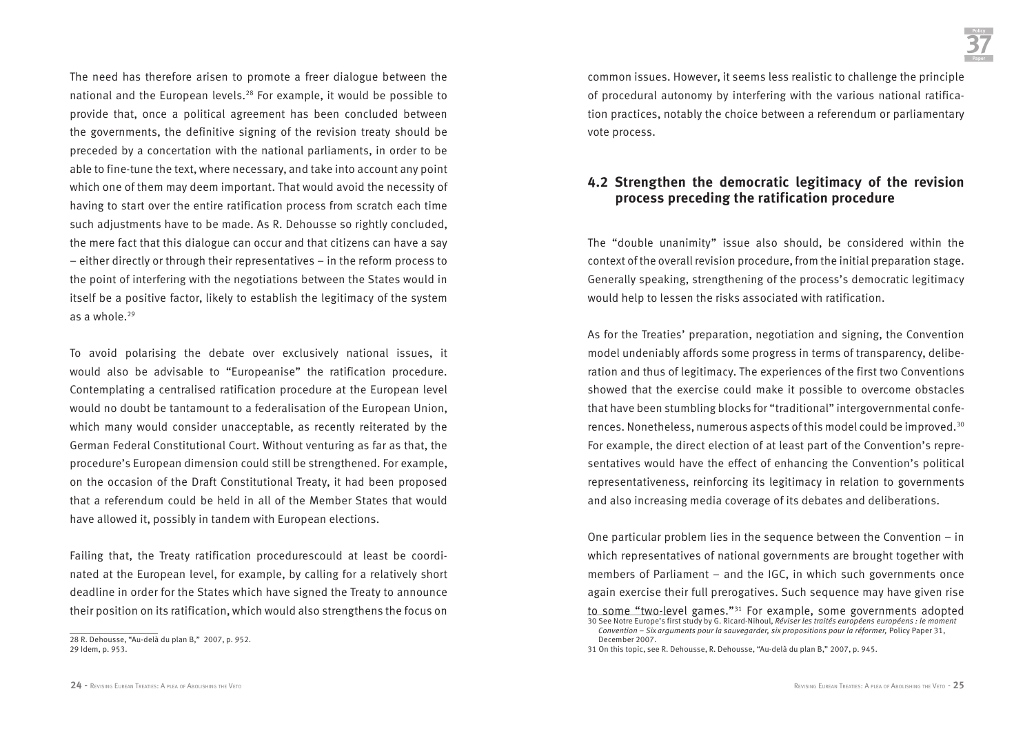The need has therefore arisen to promote a freer dialogue between the national and the European levels.[28] For example, it would be possible to provide that, once a political agreement has been concluded between the governments, the definitive signing of the revision treaty should be preceded by a concertation with the national parliaments, in order to be able to fine-tune the text, where necessary, and take into account any point which one of them may deem important. That would avoid the necessity of having to start over the entire ratification process from scratch each time such adjustments have to be made. As R. Dehousse so rightly concluded, the mere fact that this dialogue can occur and that citizens can have a say – either directly or through their representatives – in the reform process to the point of interfering with the negotiations between the States would in itself be a positive factor, likely to establish the legitimacy of the system as a whole.[29]

To avoid polarising the debate over exclusively national issues, it would also be advisable to "Europeanise" the ratification procedure. Contemplating a centralised ratification procedure at the European level would no doubt be tantamount to a federalisation of the European Union, which many would consider unacceptable, as recently reiterated by the German Federal Constitutional Court. Without venturing as far as that, the procedure's European dimension could still be strengthened. For example, on the occasion of the Draft Constitutional Treaty, it had been proposed that a referendum could be held in all of the Member States that would have allowed it, possibly in tandem with European elections.

Failing that, the Treaty ratification procedurescould at least be coordinated at the European level, for example, by calling for a relatively short deadline in order for the States which have signed the Treaty to announce their position on its ratification, which would also strengthens the focus on common issues. However, it seems less realistic to challenge the principle of procedural autonomy by interfering with the various national ratification practices, notably the choice between a referendum or parliamentary vote process.

28 R. Dehousse, "Au-delà du plan B," 2007, p. 952.

29 Idem, p. 953.

## 4.2 Strengthen the democratic legitimacy of the revision process preceding the ratification procedure

The "double unanimity" issue also should, be considered within the context of the overall revision procedure, from the initial preparation stage. Generally speaking, strengthening of the process's democratic legitimacy would help to lessen the risks associated with ratification.

As for the Treaties' preparation, negotiation and signing, the Convention model undeniably affords some progress in terms of transparency, deliberation and thus of legitimacy. The experiences of the first two Conventions showed that the exercise could make it possible to overcome obstacles that have been stumbling blocks for "traditional" intergovernmental conferences. Nonetheless, numerous aspects of this model could be improved.[30] For example, the direct election of at least part of the Convention's representatives would have the effect of enhancing the Convention's political representativeness, reinforcing its legitimacy in relation to governments and also increasing media coverage of its debates and deliberations.

One particular problem lies in the sequence between the Convention – in which representatives of national governments are brought together with members of Parliament – and the IGC, in which such governments once again exercise their full prerogatives. Such sequence may have given rise to some "two-level games."[31] For example, some governments adopted

30 See Notre Europe's first study by G. Ricard-Nihoul, *Réviser les traités européens européens : le moment Convention – Six arguments pour la sauvegarder, six propositions pour la réformer,* Policy Paper 31, December 2007.

31 On this topic, see R. Dehousse, R. Dehousse, "Au-delà du plan B," 2007, p. 945.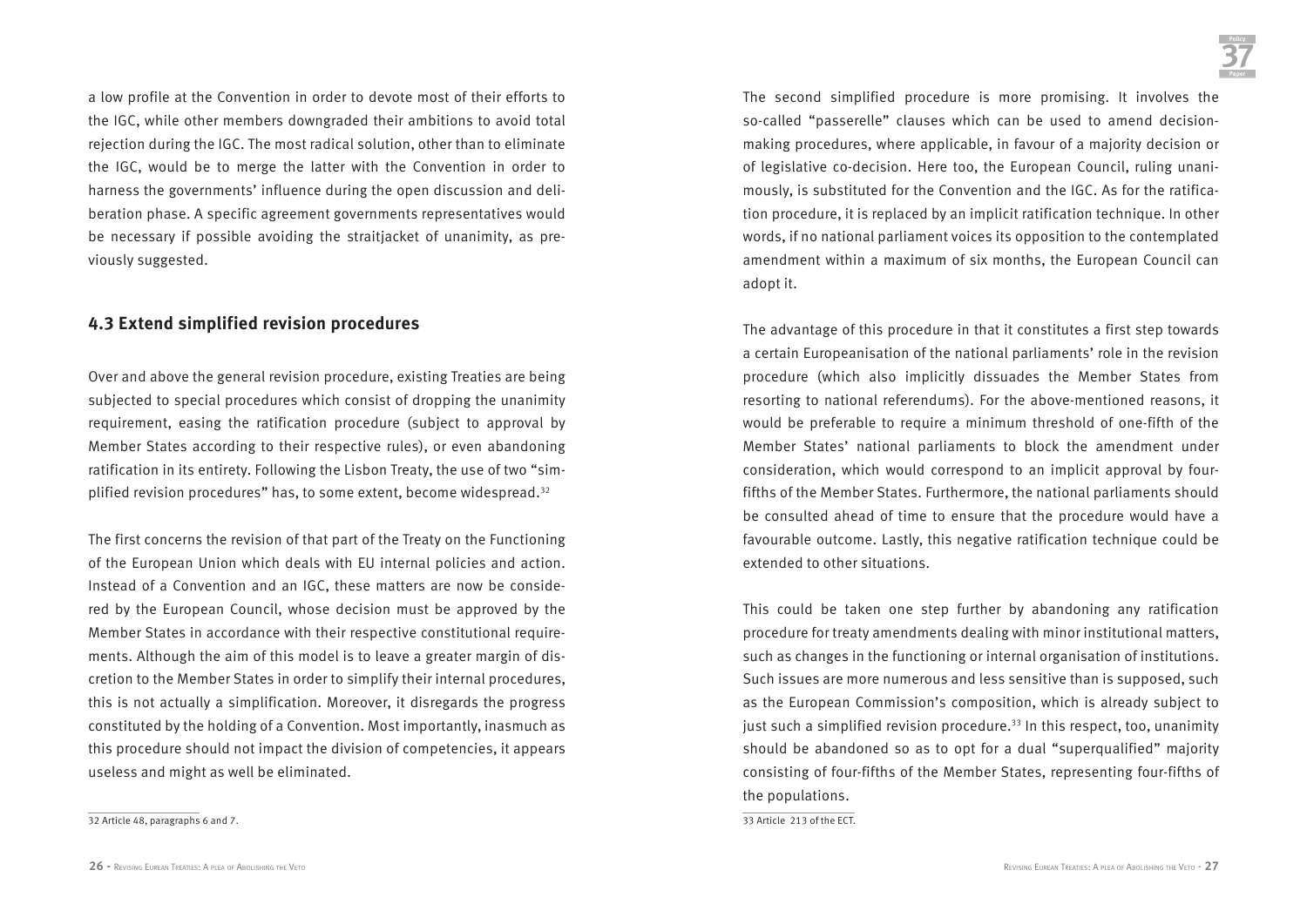a low profile at the Convention in order to devote most of their efforts to the IGC, while other members downgraded their ambitions to avoid total rejection during the IGC. The most radical solution, other than to eliminate the IGC, would be to merge the latter with the Convention in order to harness the governments' influence during the open discussion and deliberation phase. A specific agreement governments representatives would be necessary if possible avoiding the straitjacket of unanimity, as previously suggested.

### 4.3 Extend simplified revision procedures

Over and above the general revision procedure, existing Treaties are being subjected to special procedures which consist of dropping the unanimity requirement, easing the ratification procedure (subject to approval by Member States according to their respective rules), or even abandoning ratification in its entirety. Following the Lisbon Treaty, the use of two "simplified revision procedures" has, to some extent, become widespread.[32]

The first concerns the revision of that part of the Treaty on the Functioning of the European Union which deals with EU internal policies and action. Instead of a Convention and an IGC, these matters are now be considered by the European Council, whose decision must be approved by the Member States in accordance with their respective constitutional requirements. Although the aim of this model is to leave a greater margin of discretion to the Member States in order to simplify their internal procedures, this is not actually a simplification. Moreover, it disregards the progress constituted by the holding of a Convention. Most importantly, inasmuch as this procedure should not impact the division of competencies, it appears useless and might as well be eliminated.

32 Article 48, paragraphs 6 and 7.

The second simplified procedure is more promising. It involves the so-called "passerelle" clauses which can be used to amend decision-making procedures, where applicable, in favour of a majority decision or of legislative co-decision. Here too, the European Council, ruling unanimously, is substituted for the Convention and the IGC. As for the ratification procedure, it is replaced by an implicit ratification technique. In other words, if no national parliament voices its opposition to the contemplated amendment within a maximum of six months, the European Council can adopt it.

The advantage of this procedure in that it constitutes a first step towards a certain Europeanisation of the national parliaments' role in the revision procedure (which also implicitly dissuades the Member States from resorting to national referendums). For the above-mentioned reasons, it would be preferable to require a minimum threshold of one-fifth of the Member States' national parliaments to block the amendment under consideration, which would correspond to an implicit approval by four-fifths of the Member States. Furthermore, the national parliaments should be consulted ahead of time to ensure that the procedure would have a favourable outcome. Lastly, this negative ratification technique could be extended to other situations.

This could be taken one step further by abandoning any ratification procedure for treaty amendments dealing with minor institutional matters, such as changes in the functioning or internal organisation of institutions. Such issues are more numerous and less sensitive than is supposed, such as the European Commission's composition, which is already subject to just such a simplified revision procedure.[33] In this respect, too, unanimity should be abandoned so as to opt for a dual "superqualified" majority consisting of four-fifths of the Member States, representing four-fifths of the populations.

33 Article 213 of the ECT.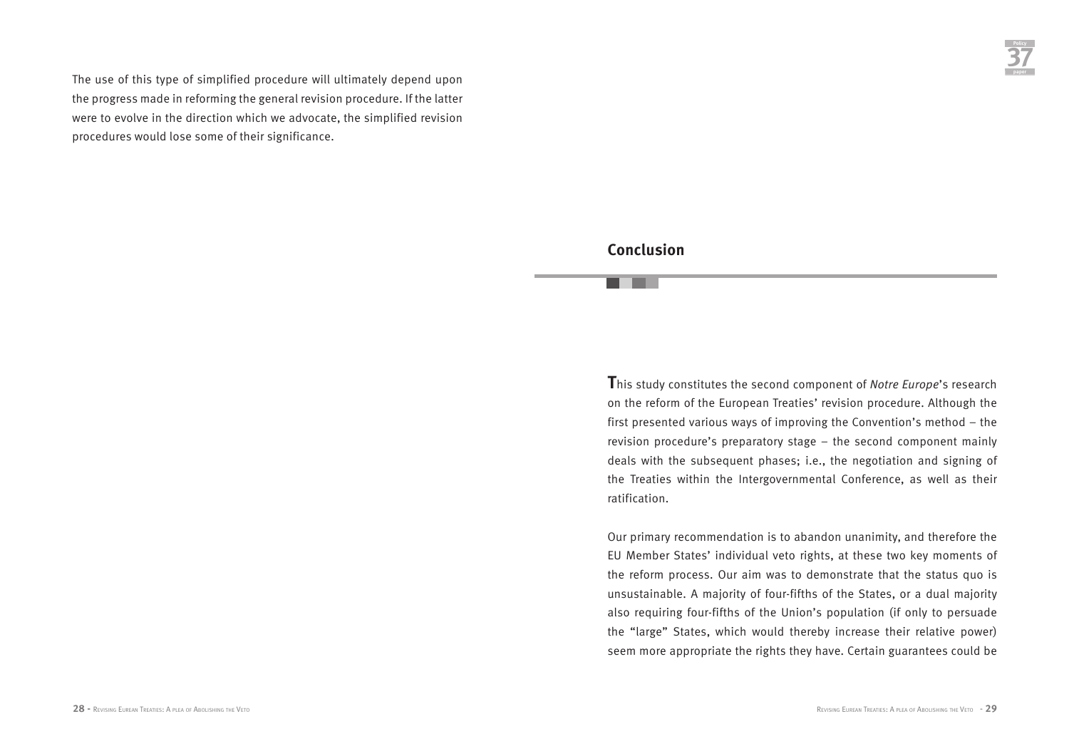The use of this type of simplified procedure will ultimately depend upon the progress made in reforming the general revision procedure. If the latter were to evolve in the direction which we advocate, the simplified revision procedures would lose some of their significance.

## Conclusion

This study constitutes the second component of *Notre Europe*'s research on the reform of the European Treaties' revision procedure. Although the first presented various ways of improving the Convention's method – the revision procedure's preparatory stage – the second component mainly deals with the subsequent phases; i.e., the negotiation and signing of the Treaties within the Intergovernmental Conference, as well as their ratification.

Our primary recommendation is to abandon unanimity, and therefore the EU Member States' individual veto rights, at these two key moments of the reform process. Our aim was to demonstrate that the status quo is unsustainable. A majority of four-fifths of the States, or a dual majority also requiring four-fifths of the Union's population (if only to persuade the "large" States, which would thereby increase their relative power) seem more appropriate the rights they have. Certain guarantees could be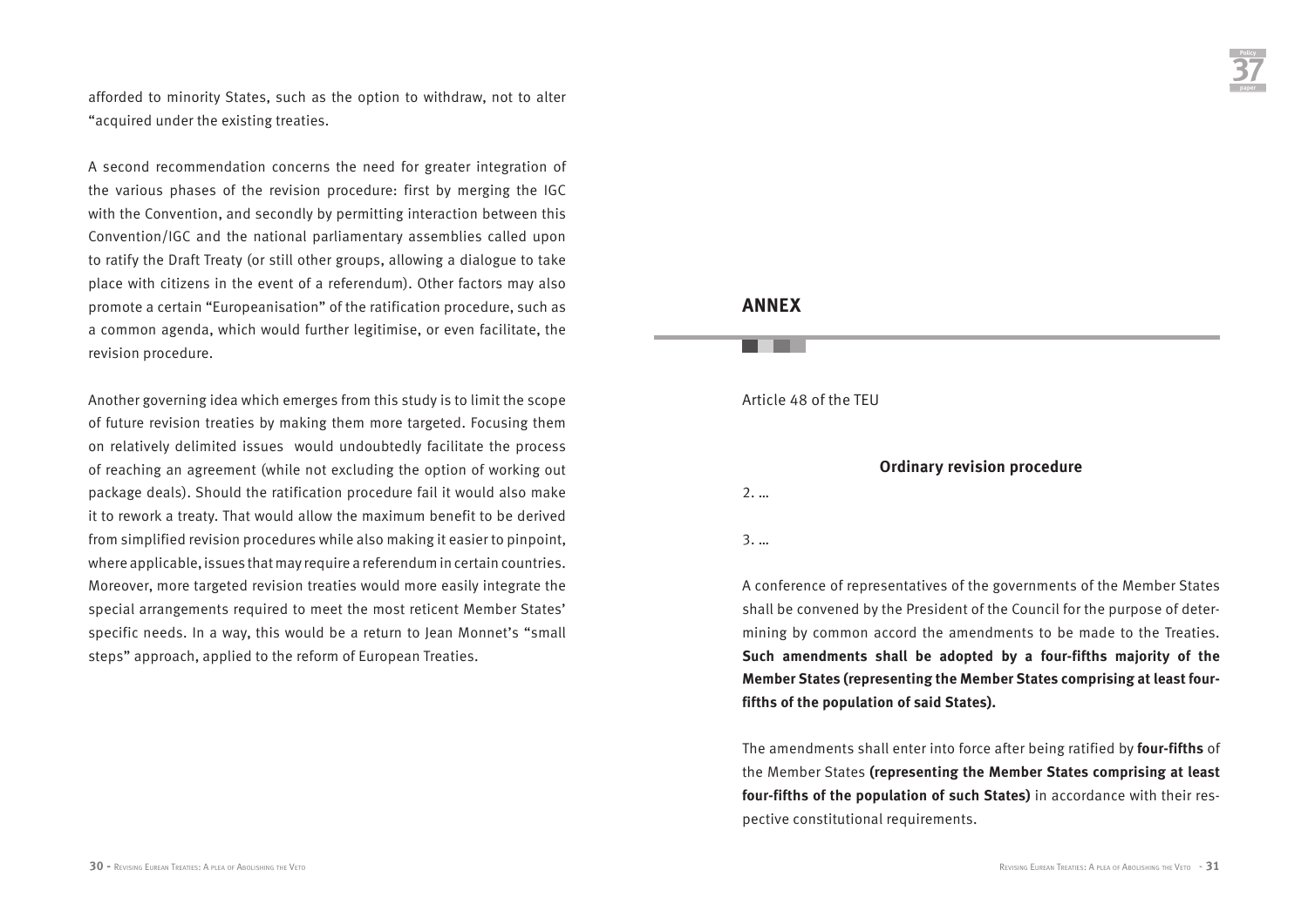afforded to minority States, such as the option to withdraw, not to alter "acquired under the existing treaties.

A second recommendation concerns the need for greater integration of the various phases of the revision procedure: first by merging the IGC with the Convention, and secondly by permitting interaction between this Convention/IGC and the national parliamentary assemblies called upon to ratify the Draft Treaty (or still other groups, allowing a dialogue to take place with citizens in the event of a referendum). Other factors may also promote a certain "Europeanisation" of the ratification procedure, such as a common agenda, which would further legitimise, or even facilitate, the revision procedure.

Another governing idea which emerges from this study is to limit the scope of future revision treaties by making them more targeted. Focusing them on relatively delimited issues would undoubtedly facilitate the process of reaching an agreement (while not excluding the option of working out package deals). Should the ratification procedure fail it would also make it to rework a treaty. That would allow the maximum benefit to be derived from simplified revision procedures while also making it easier to pinpoint, where applicable, issues that may require a referendum in certain countries. Moreover, more targeted revision treaties would more easily integrate the special arrangements required to meet the most reticent Member States' specific needs. In a way, this would be a return to Jean Monnet's "small steps" approach, applied to the reform of European Treaties.

## ANNEX

Article 48 of the TEU

**Ordinary revision procedure**

2. …

3. …

A conference of representatives of the governments of the Member States shall be convened by the President of the Council for the purpose of determining by common accord the amendments to be made to the Treaties. **Such amendments shall be adopted by a four-fifths majority of the Member States (representing the Member States comprising at least four-fifths of the population of said States).**

The amendments shall enter into force after being ratified by **four-fifths** of the Member States **(representing the Member States comprising at least four-fifths of the population of such States)** in accordance with their respective constitutional requirements.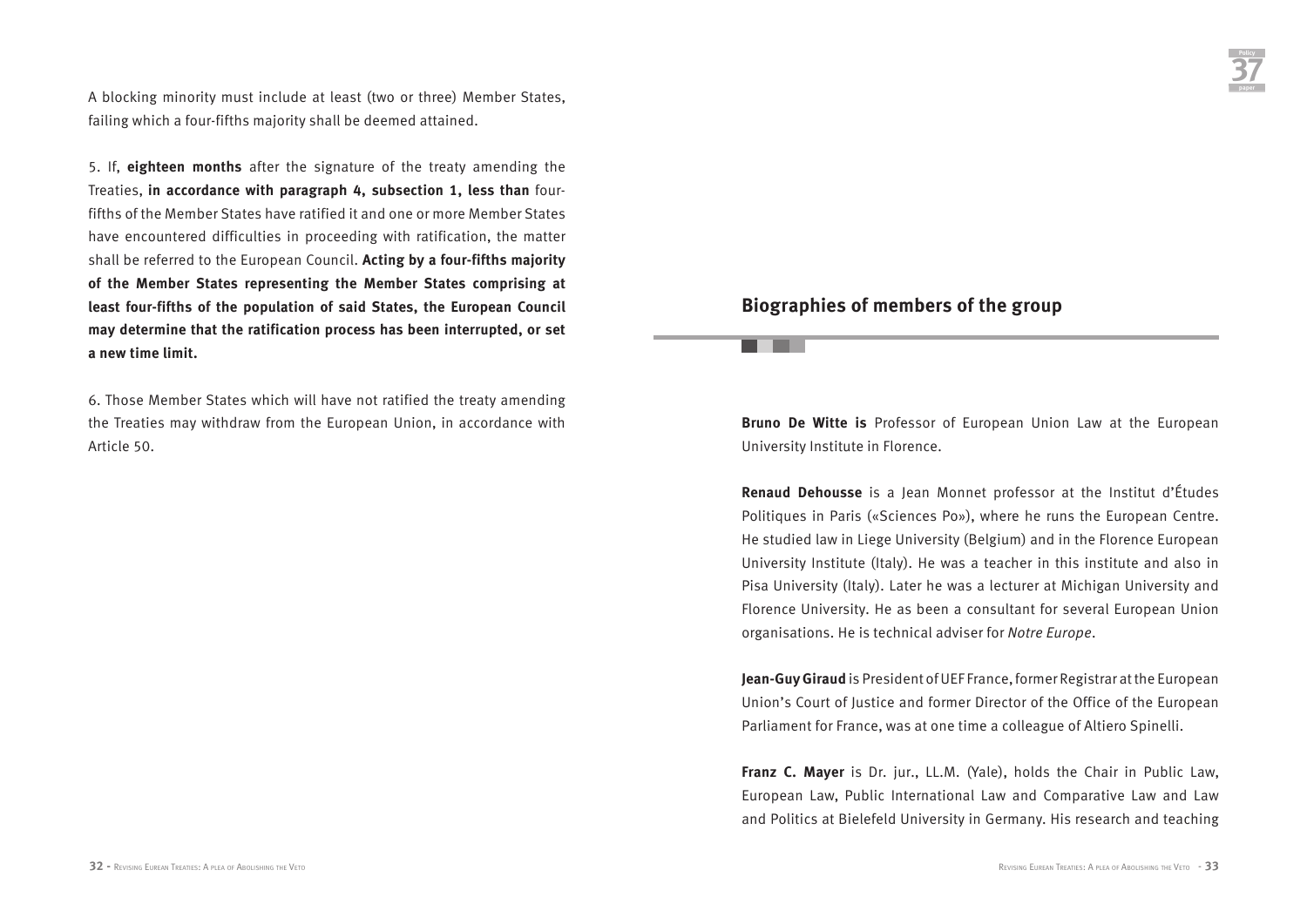A blocking minority must include at least (two or three) Member States, failing which a four-fifths majority shall be deemed attained.

5. If, **eighteen months** after the signature of the treaty amending the Treaties, **in accordance with paragraph 4, subsection 1, less than** four-fifths of the Member States have ratified it and one or more Member States have encountered difficulties in proceeding with ratification, the matter shall be referred to the European Council. **Acting by a four-fifths majority of the Member States representing the Member States comprising at least four-fifths of the population of said States, the European Council may determine that the ratification process has been interrupted, or set a new time limit.**

6. Those Member States which will have not ratified the treaty amending the Treaties may withdraw from the European Union, in accordance with Article 50.

## Biographies of members of the group

**Bruno De Witte is** Professor of European Union Law at the European University Institute in Florence.

**Renaud Dehousse** is a Jean Monnet professor at the Institut d'Études Politiques in Paris («Sciences Po»), where he runs the European Centre. He studied law in Liege University (Belgium) and in the Florence European University Institute (Italy). He was a teacher in this institute and also in Pisa University (Italy). Later he was a lecturer at Michigan University and Florence University. He as been a consultant for several European Union organisations. He is technical adviser for *Notre Europe*.

**Jean-Guy Giraud** is President of UEF France, former Registrar at the European Union's Court of Justice and former Director of the Office of the European Parliament for France, was at one time a colleague of Altiero Spinelli.

**Franz C. Mayer** is Dr. jur., LL.M. (Yale), holds the Chair in Public Law, European Law, Public International Law and Comparative Law and Law and Politics at Bielefeld University in Germany. His research and teaching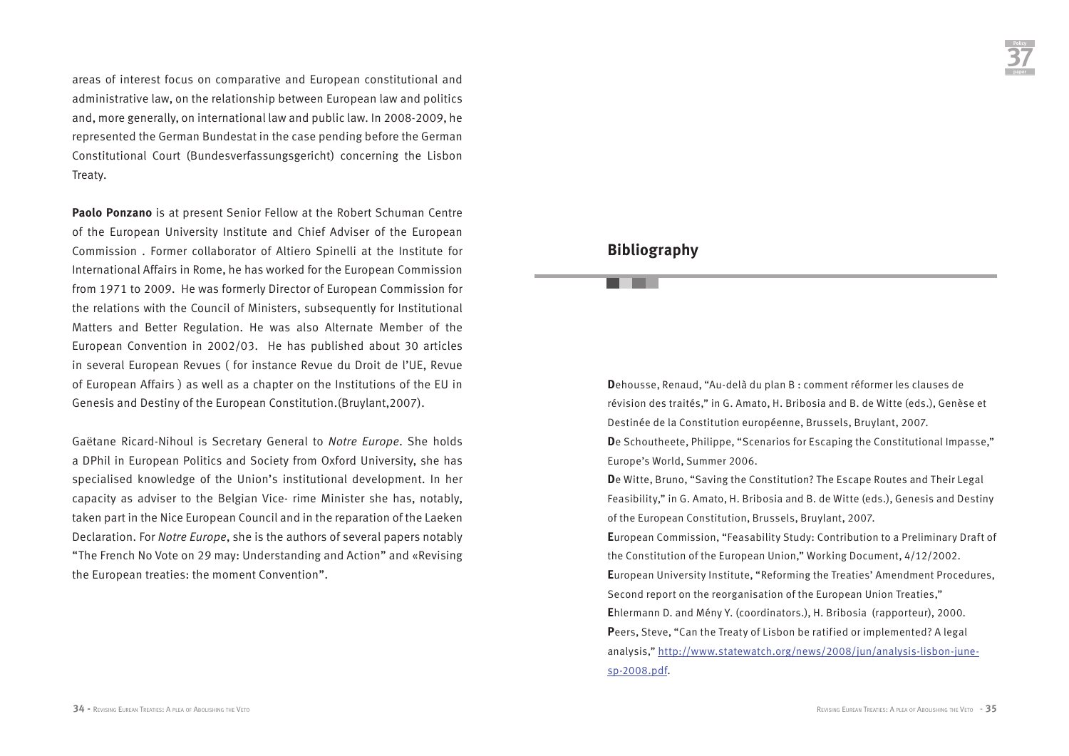areas of interest focus on comparative and European constitutional and administrative law, on the relationship between European law and politics and, more generally, on international law and public law. In 2008-2009, he represented the German Bundestat in the case pending before the German Constitutional Court (Bundesverfassungsgericht) concerning the Lisbon Treaty.

**Paolo Ponzano** is at present Senior Fellow at the Robert Schuman Centre of the European University Institute and Chief Adviser of the European Commission . Former collaborator of Altiero Spinelli at the Institute for International Affairs in Rome, he has worked for the European Commission from 1971 to 2009. He was formerly Director of European Commission for the relations with the Council of Ministers, subsequently for Institutional Matters and Better Regulation. He was also Alternate Member of the European Convention in 2002/03. He has published about 30 articles in several European Revues ( for instance Revue du Droit de l'UE, Revue of European Affairs ) as well as a chapter on the Institutions of the EU in Genesis and Destiny of the European Constitution.(Bruylant,2007).

Gaëtane Ricard-Nihoul is Secretary General to *Notre Europe*. She holds a DPhil in European Politics and Society from Oxford University, she has specialised knowledge of the Union's institutional development. In her capacity as adviser to the Belgian Vice- rime Minister she has, notably, taken part in the Nice European Council and in the reparation of the Laeken Declaration. For *Notre Europe*, she is the authors of several papers notably "The French No Vote on 29 may: Understanding and Action" and «Revising the European treaties: the moment Convention".

## Bibliography

**D**ehousse, Renaud, "Au-delà du plan B : comment réformer les clauses de révision des traités," in G. Amato, H. Bribosia and B. de Witte (eds.), Genèse et Destinée de la Constitution européenne, Brussels, Bruylant, 2007.

**D**e Schoutheete, Philippe, "Scenarios for Escaping the Constitutional Impasse," Europe's World, Summer 2006.

**D**e Witte, Bruno, "Saving the Constitution? The Escape Routes and Their Legal Feasibility," in G. Amato, H. Bribosia and B. de Witte (eds.), Genesis and Destiny of the European Constitution, Brussels, Bruylant, 2007.

**E**uropean Commission, "Feasability Study: Contribution to a Preliminary Draft of the Constitution of the European Union," Working Document, 4/12/2002.

**E**uropean University Institute, "Reforming the Treaties' Amendment Procedures, Second report on the reorganisation of the European Union Treaties,"

**E**hlermann D. and Mény Y. (coordinators.), H. Bribosia (rapporteur), 2000.

**P**eers, Steve, "Can the Treaty of Lisbon be ratified or implemented? A legal analysis," http://www.statewatch.org/news/2008/jun/analysis-lisbon-june-sp-2008.pdf.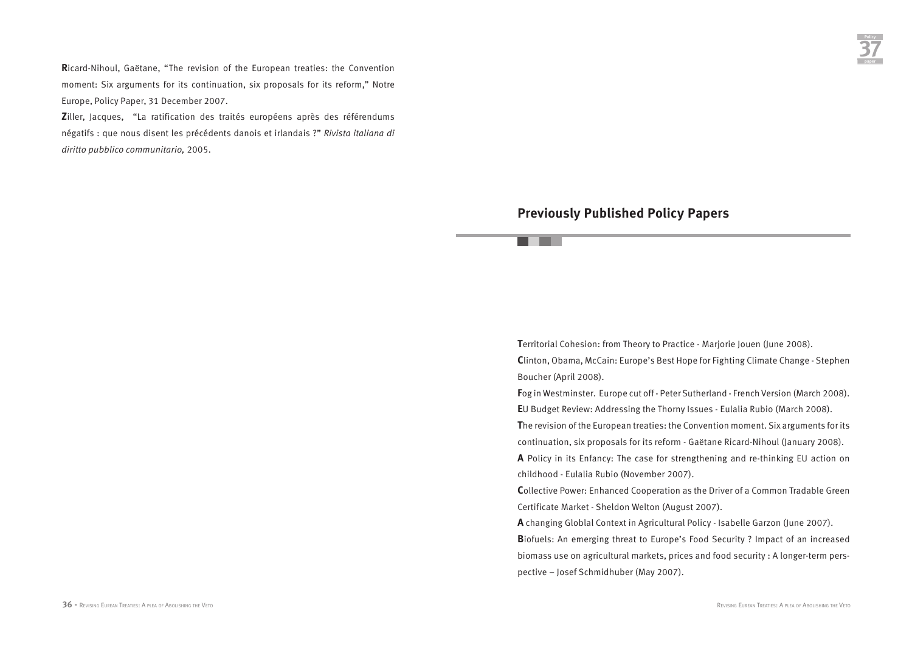**R**icard-Nihoul, Gaëtane, "The revision of the European treaties: the Convention moment: Six arguments for its continuation, six proposals for its reform," Notre Europe, Policy Paper, 31 December 2007.

**Z**iller, Jacques, "La ratification des traités européens après des référendums négatifs : que nous disent les précédents danois et irlandais ?" *Rivista italiana di diritto pubblico communitario,* 2005.

## Previously Published Policy Papers

**T**erritorial Cohesion: from Theory to Practice - Marjorie Jouen (June 2008).

**C**linton, Obama, McCain: Europe's Best Hope for Fighting Climate Change - Stephen Boucher (April 2008).

**F**og in Westminster. Europe cut off - Peter Sutherland - French Version (March 2008).

**E**U Budget Review: Addressing the Thorny Issues - Eulalia Rubio (March 2008).

**T**he revision of the European treaties: the Convention moment. Six arguments for its continuation, six proposals for its reform - Gaëtane Ricard-Nihoul (January 2008).

**A** Policy in its Enfancy: The case for strengthening and re-thinking EU action on childhood - Eulalia Rubio (November 2007).

**C**ollective Power: Enhanced Cooperation as the Driver of a Common Tradable Green Certificate Market - Sheldon Welton (August 2007).

**A** changing Globlal Context in Agricultural Policy - Isabelle Garzon (June 2007).

**B**iofuels: An emerging threat to Europe's Food Security ? Impact of an increased biomass use on agricultural markets, prices and food security : A longer-term perspective – Josef Schmidhuber (May 2007).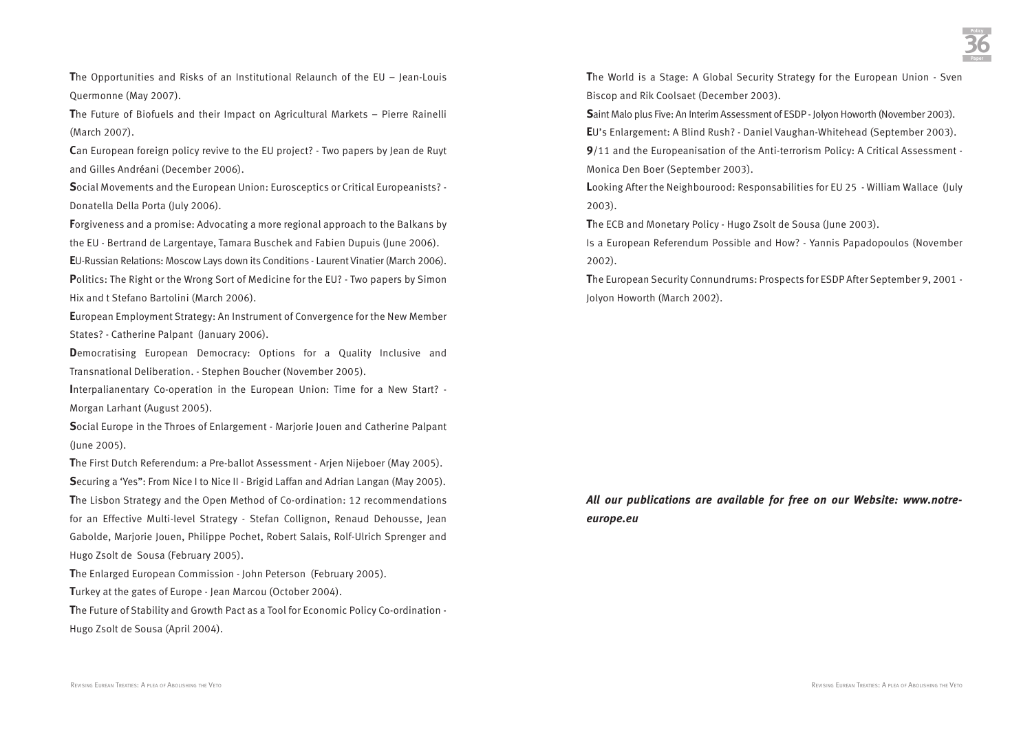**T**he Opportunities and Risks of an Institutional Relaunch of the EU – Jean-Louis Quermonne (May 2007).

**T**he Future of Biofuels and their Impact on Agricultural Markets – Pierre Rainelli (March 2007).

**C**an European foreign policy revive to the EU project? - Two papers by Jean de Ruyt and Gilles Andréani (December 2006).

**S**ocial Movements and the European Union: Eurosceptics or Critical Europeanists? - Donatella Della Porta (July 2006).

**F**orgiveness and a promise: Advocating a more regional approach to the Balkans by the EU - Bertrand de Largentaye, Tamara Buschek and Fabien Dupuis (June 2006).

**E**U-Russian Relations: Moscow Lays down its Conditions - Laurent Vinatier (March 2006).

**P**olitics: The Right or the Wrong Sort of Medicine for the EU? - Two papers by Simon Hix and t Stefano Bartolini (March 2006).

**E**uropean Employment Strategy: An Instrument of Convergence for the New Member States? - Catherine Palpant (January 2006).

**D**emocratising European Democracy: Options for a Quality Inclusive and Transnational Deliberation. - Stephen Boucher (November 2005).

**I**nterpalianentary Co-operation in the European Union: Time for a New Start? - Morgan Larhant (August 2005).

**S**ocial Europe in the Throes of Enlargement - Marjorie Jouen and Catherine Palpant (June 2005).

**T**he First Dutch Referendum: a Pre-ballot Assessment - Arjen Nijeboer (May 2005).

**S**ecuring a 'Yes": From Nice I to Nice II - Brigid Laffan and Adrian Langan (May 2005).

**T**he Lisbon Strategy and the Open Method of Co-ordination: 12 recommendations for an Effective Multi-level Strategy - Stefan Collignon, Renaud Dehousse, Jean Gabolde, Marjorie Jouen, Philippe Pochet, Robert Salais, Rolf-Ulrich Sprenger and Hugo Zsolt de Sousa (February 2005).

**T**he Enlarged European Commission - John Peterson (February 2005).

**T**urkey at the gates of Europe - Jean Marcou (October 2004).

**T**he Future of Stability and Growth Pact as a Tool for Economic Policy Co-ordination - Hugo Zsolt de Sousa (April 2004).

**T**he World is a Stage: A Global Security Strategy for the European Union - Sven Biscop and Rik Coolsaet (December 2003).

**S**aint Malo plus Five: An Interim Assessment of ESDP - Jolyon Howorth (November 2003).

**E**U's Enlargement: A Blind Rush? - Daniel Vaughan-Whitehead (September 2003).

**9**/11 and the Europeanisation of the Anti-terrorism Policy: A Critical Assessment - Monica Den Boer (September 2003).

**L**ooking After the Neighbourood: Responsabilities for EU 25 - William Wallace (July 2003).

**T**he ECB and Monetary Policy - Hugo Zsolt de Sousa (June 2003).

Is a European Referendum Possible and How? - Yannis Papadopoulos (November 2002).

**T**he European Security Connundrums: Prospects for ESDP After September 9, 2001 - Jolyon Howorth (March 2002).

***All our publications are available for free on our Website: www.notre-europe.eu***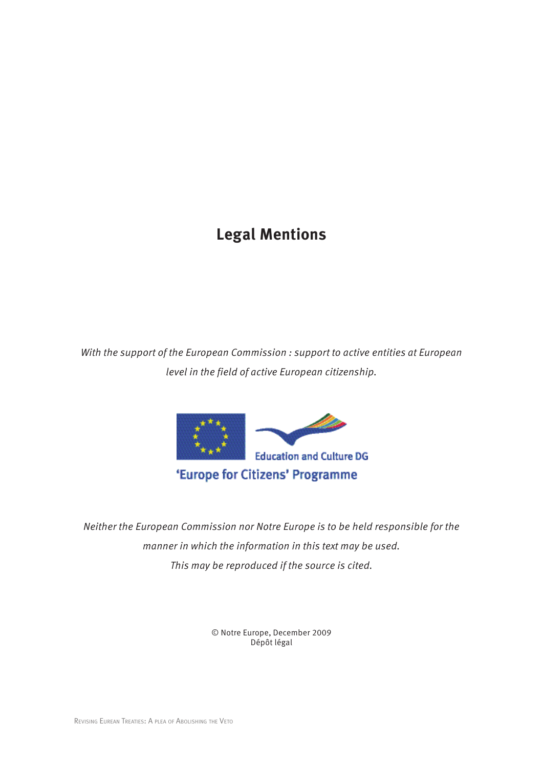## Legal Mentions

*With the support of the European Commission : support to active entities at European level in the field of active European citizenship.*

Education and Culture DG

'Europe for Citizens' Programme

*Neither the European Commission nor Notre Europe is to be held responsible for the manner in which the information in this text may be used.*
*This may be reproduced if the source is cited.*

© Notre Europe, December 2009
Dépôt légal